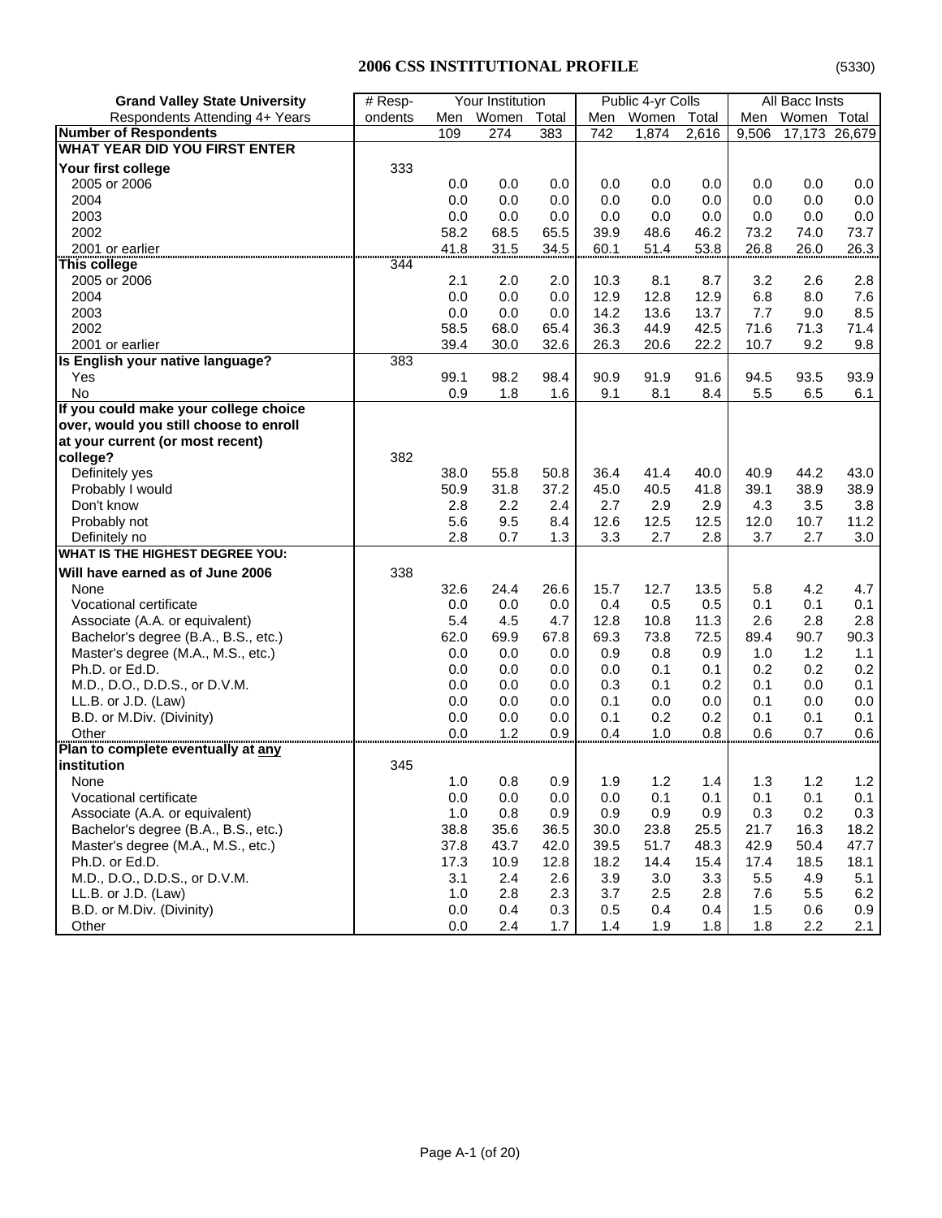# 2006 CSS INSTITUTIONAL PROFILE

(5330)

| Grand Valley State University<br>Respondents Attending 4+ Years | # Resp-<br>ondents | Your Institution<br>Men | <br>Women | <br>Total | Public 4-yr Colls<br>Men | <br>Women | <br>Total | All Bacc Insts<br>Men | <br>Women | <br>Total |
|---|---|---|---|---|---|---|---|---|---|---|
| **Number of Respondents** | | 109 | 274 | 383 | 742 | 1,874 | 2,616 | 9,506 | 17,173 | 26,679 |
| **WHAT YEAR DID YOU FIRST ENTER** | | | | | | | | | | |
| **Your first college** | 333 | | | | | | | | | |
| 2005 or 2006 | | 0.0 | 0.0 | 0.0 | 0.0 | 0.0 | 0.0 | 0.0 | 0.0 | 0.0 |
| 2004 | | 0.0 | 0.0 | 0.0 | 0.0 | 0.0 | 0.0 | 0.0 | 0.0 | 0.0 |
| 2003 | | 0.0 | 0.0 | 0.0 | 0.0 | 0.0 | 0.0 | 0.0 | 0.0 | 0.0 |
| 2002 | | 58.2 | 68.5 | 65.5 | 39.9 | 48.6 | 46.2 | 73.2 | 74.0 | 73.7 |
| 2001 or earlier | | 41.8 | 31.5 | 34.5 | 60.1 | 51.4 | 53.8 | 26.8 | 26.0 | 26.3 |
| **This college** | 344 | | | | | | | | | |
| 2005 or 2006 | | 2.1 | 2.0 | 2.0 | 10.3 | 8.1 | 8.7 | 3.2 | 2.6 | 2.8 |
| 2004 | | 0.0 | 0.0 | 0.0 | 12.9 | 12.8 | 12.9 | 6.8 | 8.0 | 7.6 |
| 2003 | | 0.0 | 0.0 | 0.0 | 14.2 | 13.6 | 13.7 | 7.7 | 9.0 | 8.5 |
| 2002 | | 58.5 | 68.0 | 65.4 | 36.3 | 44.9 | 42.5 | 71.6 | 71.3 | 71.4 |
| 2001 or earlier | | 39.4 | 30.0 | 32.6 | 26.3 | 20.6 | 22.2 | 10.7 | 9.2 | 9.8 |
| **Is English your native language?** | 383 | | | | | | | | | |
| Yes | | 99.1 | 98.2 | 98.4 | 90.9 | 91.9 | 91.6 | 94.5 | 93.5 | 93.9 |
| No | | 0.9 | 1.8 | 1.6 | 9.1 | 8.1 | 8.4 | 5.5 | 6.5 | 6.1 |
| **If you could make your college choice over, would you still choose to enroll at your current (or most recent) college?** | 382 | | | | | | | | | |
| Definitely yes | | 38.0 | 55.8 | 50.8 | 36.4 | 41.4 | 40.0 | 40.9 | 44.2 | 43.0 |
| Probably I would | | 50.9 | 31.8 | 37.2 | 45.0 | 40.5 | 41.8 | 39.1 | 38.9 | 38.9 |
| Don't know | | 2.8 | 2.2 | 2.4 | 2.7 | 2.9 | 2.9 | 4.3 | 3.5 | 3.8 |
| Probably not | | 5.6 | 9.5 | 8.4 | 12.6 | 12.5 | 12.5 | 12.0 | 10.7 | 11.2 |
| Definitely no | | 2.8 | 0.7 | 1.3 | 3.3 | 2.7 | 2.8 | 3.7 | 2.7 | 3.0 |
| **WHAT IS THE HIGHEST DEGREE YOU:** | | | | | | | | | | |
| **Will have earned as of June 2006** | 338 | | | | | | | | | |
| None | | 32.6 | 24.4 | 26.6 | 15.7 | 12.7 | 13.5 | 5.8 | 4.2 | 4.7 |
| Vocational certificate | | 0.0 | 0.0 | 0.0 | 0.4 | 0.5 | 0.5 | 0.1 | 0.1 | 0.1 |
| Associate (A.A. or equivalent) | | 5.4 | 4.5 | 4.7 | 12.8 | 10.8 | 11.3 | 2.6 | 2.8 | 2.8 |
| Bachelor's degree (B.A., B.S., etc.) | | 62.0 | 69.9 | 67.8 | 69.3 | 73.8 | 72.5 | 89.4 | 90.7 | 90.3 |
| Master's degree (M.A., M.S., etc.) | | 0.0 | 0.0 | 0.0 | 0.9 | 0.8 | 0.9 | 1.0 | 1.2 | 1.1 |
| Ph.D. or Ed.D. | | 0.0 | 0.0 | 0.0 | 0.0 | 0.1 | 0.1 | 0.2 | 0.2 | 0.2 |
| M.D., D.O., D.D.S., or D.V.M. | | 0.0 | 0.0 | 0.0 | 0.3 | 0.1 | 0.2 | 0.1 | 0.0 | 0.1 |
| LL.B. or J.D. (Law) | | 0.0 | 0.0 | 0.0 | 0.1 | 0.0 | 0.0 | 0.1 | 0.0 | 0.0 |
| B.D. or M.Div. (Divinity) | | 0.0 | 0.0 | 0.0 | 0.1 | 0.2 | 0.2 | 0.1 | 0.1 | 0.1 |
| Other | | 0.0 | 1.2 | 0.9 | 0.4 | 1.0 | 0.8 | 0.6 | 0.7 | 0.6 |
| **Plan to complete eventually at any institution** | 345 | | | | | | | | | |
| None | | 1.0 | 0.8 | 0.9 | 1.9 | 1.2 | 1.4 | 1.3 | 1.2 | 1.2 |
| Vocational certificate | | 0.0 | 0.0 | 0.0 | 0.0 | 0.1 | 0.1 | 0.1 | 0.1 | 0.1 |
| Associate (A.A. or equivalent) | | 1.0 | 0.8 | 0.9 | 0.9 | 0.9 | 0.9 | 0.3 | 0.2 | 0.3 |
| Bachelor's degree (B.A., B.S., etc.) | | 38.8 | 35.6 | 36.5 | 30.0 | 23.8 | 25.5 | 21.7 | 16.3 | 18.2 |
| Master's degree (M.A., M.S., etc.) | | 37.8 | 43.7 | 42.0 | 39.5 | 51.7 | 48.3 | 42.9 | 50.4 | 47.7 |
| Ph.D. or Ed.D. | | 17.3 | 10.9 | 12.8 | 18.2 | 14.4 | 15.4 | 17.4 | 18.5 | 18.1 |
| M.D., D.O., D.D.S., or D.V.M. | | 3.1 | 2.4 | 2.6 | 3.9 | 3.0 | 3.3 | 5.5 | 4.9 | 5.1 |
| LL.B. or J.D. (Law) | | 1.0 | 2.8 | 2.3 | 3.7 | 2.5 | 2.8 | 7.6 | 5.5 | 6.2 |
| B.D. or M.Div. (Divinity) | | 0.0 | 0.4 | 0.3 | 0.5 | 0.4 | 0.4 | 1.5 | 0.6 | 0.9 |
| Other | | 0.0 | 2.4 | 1.7 | 1.4 | 1.9 | 1.8 | 1.8 | 2.2 | 2.1 |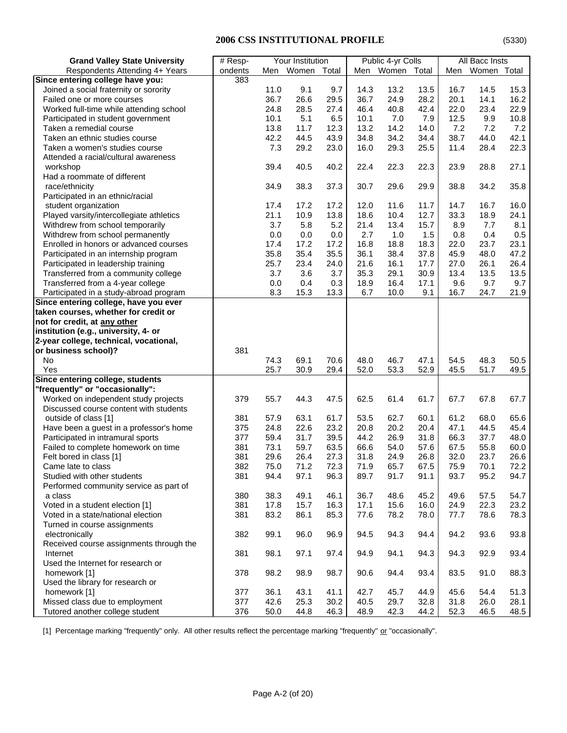## 2006 CSS INSTITUTIONAL PROFILE

(5330)

| Grand Valley State University | # Resp- | Your Institution | | | Public 4-yr Colls | | | All Bacc Insts | | |
|---|---|---|---|---|---|---|---|---|---|---|
| Respondents Attending 4+ Years | ondents | Men | Women | Total | Men | Women | Total | Men | Women | Total |
| **Since entering college have you:** | 383 | | | | | | | | | |
| Joined a social fraternity or sorority | | 11.0 | 9.1 | 9.7 | 14.3 | 13.2 | 13.5 | 16.7 | 14.5 | 15.3 |
| Failed one or more courses | | 36.7 | 26.6 | 29.5 | 36.7 | 24.9 | 28.2 | 20.1 | 14.1 | 16.2 |
| Worked full-time while attending school | | 24.8 | 28.5 | 27.4 | 46.4 | 40.8 | 42.4 | 22.0 | 23.4 | 22.9 |
| Participated in student government | | 10.1 | 5.1 | 6.5 | 10.1 | 7.0 | 7.9 | 12.5 | 9.9 | 10.8 |
| Taken a remedial course | | 13.8 | 11.7 | 12.3 | 13.2 | 14.2 | 14.0 | 7.2 | 7.2 | 7.2 |
| Taken an ethnic studies course | | 42.2 | 44.5 | 43.9 | 34.8 | 34.2 | 34.4 | 38.7 | 44.0 | 42.1 |
| Taken a women's studies course | | 7.3 | 29.2 | 23.0 | 16.0 | 29.3 | 25.5 | 11.4 | 28.4 | 22.3 |
| Attended a racial/cultural awareness workshop | | 39.4 | 40.5 | 40.2 | 22.4 | 22.3 | 22.3 | 23.9 | 28.8 | 27.1 |
| Had a roommate of different race/ethnicity | | 34.9 | 38.3 | 37.3 | 30.7 | 29.6 | 29.9 | 38.8 | 34.2 | 35.8 |
| Participated in an ethnic/racial student organization | | 17.4 | 17.2 | 17.2 | 12.0 | 11.6 | 11.7 | 14.7 | 16.7 | 16.0 |
| Played varsity/intercollegiate athletics | | 21.1 | 10.9 | 13.8 | 18.6 | 10.4 | 12.7 | 33.3 | 18.9 | 24.1 |
| Withdrew from school temporarily | | 3.7 | 5.8 | 5.2 | 21.4 | 13.4 | 15.7 | 8.9 | 7.7 | 8.1 |
| Withdrew from school permanently | | 0.0 | 0.0 | 0.0 | 2.7 | 1.0 | 1.5 | 0.8 | 0.4 | 0.5 |
| Enrolled in honors or advanced courses | | 17.4 | 17.2 | 17.2 | 16.8 | 18.8 | 18.3 | 22.0 | 23.7 | 23.1 |
| Participated in an internship program | | 35.8 | 35.4 | 35.5 | 36.1 | 38.4 | 37.8 | 45.9 | 48.0 | 47.2 |
| Participated in leadership training | | 25.7 | 23.4 | 24.0 | 21.6 | 16.1 | 17.7 | 27.0 | 26.1 | 26.4 |
| Transferred from a community college | | 3.7 | 3.6 | 3.7 | 35.3 | 29.1 | 30.9 | 13.4 | 13.5 | 13.5 |
| Transferred from a 4-year college | | 0.0 | 0.4 | 0.3 | 18.9 | 16.4 | 17.1 | 9.6 | 9.7 | 9.7 |
| Participated in a study-abroad program | | 8.3 | 15.3 | 13.3 | 6.7 | 10.0 | 9.1 | 16.7 | 24.7 | 21.9 |
| **Since entering college, have you ever taken courses, whether for credit or not for credit, at <u>any other</u> institution (e.g., university, 4- or 2-year college, technical, vocational, or business school)?** | 381 | | | | | | | | | |
| No | | 74.3 | 69.1 | 70.6 | 48.0 | 46.7 | 47.1 | 54.5 | 48.3 | 50.5 |
| Yes | | 25.7 | 30.9 | 29.4 | 52.0 | 53.3 | 52.9 | 45.5 | 51.7 | 49.5 |
| **Since entering college, students "frequently" or "occasionally":** | | | | | | | | | | |
| Worked on independent study projects | 379 | 55.7 | 44.3 | 47.5 | 62.5 | 61.4 | 61.7 | 67.7 | 67.8 | 67.7 |
| Discussed course content with students outside of class [1] | 381 | 57.9 | 63.1 | 61.7 | 53.5 | 62.7 | 60.1 | 61.2 | 68.0 | 65.6 |
| Have been a guest in a professor's home | 375 | 24.8 | 22.6 | 23.2 | 20.8 | 20.2 | 20.4 | 47.1 | 44.5 | 45.4 |
| Participated in intramural sports | 377 | 59.4 | 31.7 | 39.5 | 44.2 | 26.9 | 31.8 | 66.3 | 37.7 | 48.0 |
| Failed to complete homework on time | 381 | 73.1 | 59.7 | 63.5 | 66.6 | 54.0 | 57.6 | 67.5 | 55.8 | 60.0 |
| Felt bored in class [1] | 381 | 29.6 | 26.4 | 27.3 | 31.8 | 24.9 | 26.8 | 32.0 | 23.7 | 26.6 |
| Came late to class | 382 | 75.0 | 71.2 | 72.3 | 71.9 | 65.7 | 67.5 | 75.9 | 70.1 | 72.2 |
| Studied with other students | 381 | 94.4 | 97.1 | 96.3 | 89.7 | 91.7 | 91.1 | 93.7 | 95.2 | 94.7 |
| Performed community service as part of a class | 380 | 38.3 | 49.1 | 46.1 | 36.7 | 48.6 | 45.2 | 49.6 | 57.5 | 54.7 |
| Voted in a student election [1] | 381 | 17.8 | 15.7 | 16.3 | 17.1 | 15.6 | 16.0 | 24.9 | 22.3 | 23.2 |
| Voted in a state/national election | 381 | 83.2 | 86.1 | 85.3 | 77.6 | 78.2 | 78.0 | 77.7 | 78.6 | 78.3 |
| Turned in course assignments electronically | 382 | 99.1 | 96.0 | 96.9 | 94.5 | 94.3 | 94.4 | 94.2 | 93.6 | 93.8 |
| Received course assignments through the Internet | 381 | 98.1 | 97.1 | 97.4 | 94.9 | 94.1 | 94.3 | 94.3 | 92.9 | 93.4 |
| Used the Internet for research or homework [1] | 378 | 98.2 | 98.9 | 98.7 | 90.6 | 94.4 | 93.4 | 83.5 | 91.0 | 88.3 |
| Used the library for research or homework [1] | 377 | 36.1 | 43.1 | 41.1 | 42.7 | 45.7 | 44.9 | 45.6 | 54.4 | 51.3 |
| Missed class due to employment | 377 | 42.6 | 25.3 | 30.2 | 40.5 | 29.7 | 32.8 | 31.8 | 26.0 | 28.1 |
| Tutored another college student | 376 | 50.0 | 44.8 | 46.3 | 48.9 | 42.3 | 44.2 | 52.3 | 46.5 | 48.5 |

[1] Percentage marking "frequently" only. All other results reflect the percentage marking "frequently" <u>or</u> "occasionally".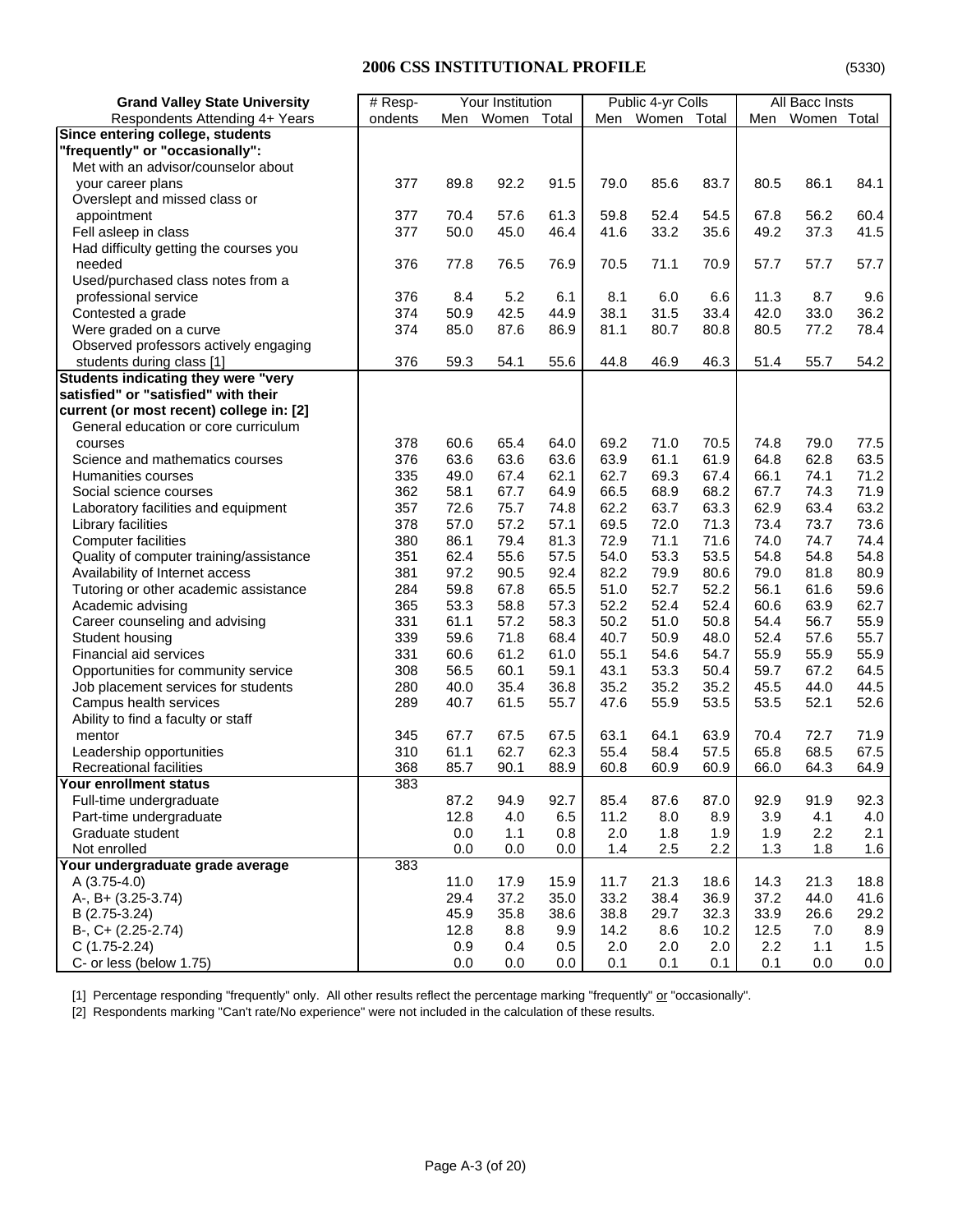## 2006 CSS INSTITUTIONAL PROFILE

(5330)

| Grand Valley State University | # Resp- | Your Institution | | | Public 4-yr Colls | | | All Bacc Insts | | |
|---|---|---|---|---|---|---|---|---|---|---|
| Respondents Attending 4+ Years | ondents | Men | Women | Total | Men | Women | Total | Men | Women | Total |
| **Since entering college, students "frequently" or "occasionally":** | | | | | | | | | | |
| Met with an advisor/counselor about your career plans | 377 | 89.8 | 92.2 | 91.5 | 79.0 | 85.6 | 83.7 | 80.5 | 86.1 | 84.1 |
| Overslept and missed class or appointment | 377 | 70.4 | 57.6 | 61.3 | 59.8 | 52.4 | 54.5 | 67.8 | 56.2 | 60.4 |
| Fell asleep in class | 377 | 50.0 | 45.0 | 46.4 | 41.6 | 33.2 | 35.6 | 49.2 | 37.3 | 41.5 |
| Had difficulty getting the courses you needed | 376 | 77.8 | 76.5 | 76.9 | 70.5 | 71.1 | 70.9 | 57.7 | 57.7 | 57.7 |
| Used/purchased class notes from a professional service | 376 | 8.4 | 5.2 | 6.1 | 8.1 | 6.0 | 6.6 | 11.3 | 8.7 | 9.6 |
| Contested a grade | 374 | 50.9 | 42.5 | 44.9 | 38.1 | 31.5 | 33.4 | 42.0 | 33.0 | 36.2 |
| Were graded on a curve | 374 | 85.0 | 87.6 | 86.9 | 81.1 | 80.7 | 80.8 | 80.5 | 77.2 | 78.4 |
| Observed professors actively engaging students during class [1] | 376 | 59.3 | 54.1 | 55.6 | 44.8 | 46.9 | 46.3 | 51.4 | 55.7 | 54.2 |
| **Students indicating they were "very satisfied" or "satisfied" with their current (or most recent) college in: [2]** | | | | | | | | | | |
| General education or core curriculum courses | 378 | 60.6 | 65.4 | 64.0 | 69.2 | 71.0 | 70.5 | 74.8 | 79.0 | 77.5 |
| Science and mathematics courses | 376 | 63.6 | 63.6 | 63.6 | 63.9 | 61.1 | 61.9 | 64.8 | 62.8 | 63.5 |
| Humanities courses | 335 | 49.0 | 67.4 | 62.1 | 62.7 | 69.3 | 67.4 | 66.1 | 74.1 | 71.2 |
| Social science courses | 362 | 58.1 | 67.7 | 64.9 | 66.5 | 68.9 | 68.2 | 67.7 | 74.3 | 71.9 |
| Laboratory facilities and equipment | 357 | 72.6 | 75.7 | 74.8 | 62.2 | 63.7 | 63.3 | 62.9 | 63.4 | 63.2 |
| Library facilities | 378 | 57.0 | 57.2 | 57.1 | 69.5 | 72.0 | 71.3 | 73.4 | 73.7 | 73.6 |
| Computer facilities | 380 | 86.1 | 79.4 | 81.3 | 72.9 | 71.1 | 71.6 | 74.0 | 74.7 | 74.4 |
| Quality of computer training/assistance | 351 | 62.4 | 55.6 | 57.5 | 54.0 | 53.3 | 53.5 | 54.8 | 54.8 | 54.8 |
| Availability of Internet access | 381 | 97.2 | 90.5 | 92.4 | 82.2 | 79.9 | 80.6 | 79.0 | 81.8 | 80.9 |
| Tutoring or other academic assistance | 284 | 59.8 | 67.8 | 65.5 | 51.0 | 52.7 | 52.2 | 56.1 | 61.6 | 59.6 |
| Academic advising | 365 | 53.3 | 58.8 | 57.3 | 52.2 | 52.4 | 52.4 | 60.6 | 63.9 | 62.7 |
| Career counseling and advising | 331 | 61.1 | 57.2 | 58.3 | 50.2 | 51.0 | 50.8 | 54.4 | 56.7 | 55.9 |
| Student housing | 339 | 59.6 | 71.8 | 68.4 | 40.7 | 50.9 | 48.0 | 52.4 | 57.6 | 55.7 |
| Financial aid services | 331 | 60.6 | 61.2 | 61.0 | 55.1 | 54.6 | 54.7 | 55.9 | 55.9 | 55.9 |
| Opportunities for community service | 308 | 56.5 | 60.1 | 59.1 | 43.1 | 53.3 | 50.4 | 59.7 | 67.2 | 64.5 |
| Job placement services for students | 280 | 40.0 | 35.4 | 36.8 | 35.2 | 35.2 | 35.2 | 45.5 | 44.0 | 44.5 |
| Campus health services | 289 | 40.7 | 61.5 | 55.7 | 47.6 | 55.9 | 53.5 | 53.5 | 52.1 | 52.6 |
| Ability to find a faculty or staff mentor | 345 | 67.7 | 67.5 | 67.5 | 63.1 | 64.1 | 63.9 | 70.4 | 72.7 | 71.9 |
| Leadership opportunities | 310 | 61.1 | 62.7 | 62.3 | 55.4 | 58.4 | 57.5 | 65.8 | 68.5 | 67.5 |
| Recreational facilities | 368 | 85.7 | 90.1 | 88.9 | 60.8 | 60.9 | 60.9 | 66.0 | 64.3 | 64.9 |
| **Your enrollment status** | 383 | | | | | | | | | |
| Full-time undergraduate | | 87.2 | 94.9 | 92.7 | 85.4 | 87.6 | 87.0 | 92.9 | 91.9 | 92.3 |
| Part-time undergraduate | | 12.8 | 4.0 | 6.5 | 11.2 | 8.0 | 8.9 | 3.9 | 4.1 | 4.0 |
| Graduate student | | 0.0 | 1.1 | 0.8 | 2.0 | 1.8 | 1.9 | 1.9 | 2.2 | 2.1 |
| Not enrolled | | 0.0 | 0.0 | 0.0 | 1.4 | 2.5 | 2.2 | 1.3 | 1.8 | 1.6 |
| **Your undergraduate grade average** | 383 | | | | | | | | | |
| A (3.75-4.0) | | 11.0 | 17.9 | 15.9 | 11.7 | 21.3 | 18.6 | 14.3 | 21.3 | 18.8 |
| A-, B+ (3.25-3.74) | | 29.4 | 37.2 | 35.0 | 33.2 | 38.4 | 36.9 | 37.2 | 44.0 | 41.6 |
| B (2.75-3.24) | | 45.9 | 35.8 | 38.6 | 38.8 | 29.7 | 32.3 | 33.9 | 26.6 | 29.2 |
| B-, C+ (2.25-2.74) | | 12.8 | 8.8 | 9.9 | 14.2 | 8.6 | 10.2 | 12.5 | 7.0 | 8.9 |
| C (1.75-2.24) | | 0.9 | 0.4 | 0.5 | 2.0 | 2.0 | 2.0 | 2.2 | 1.1 | 1.5 |
| C- or less (below 1.75) | | 0.0 | 0.0 | 0.0 | 0.1 | 0.1 | 0.1 | 0.1 | 0.0 | 0.0 |

[1] Percentage responding "frequently" only. All other results reflect the percentage marking "frequently" or "occasionally".

[2] Respondents marking "Can't rate/No experience" were not included in the calculation of these results.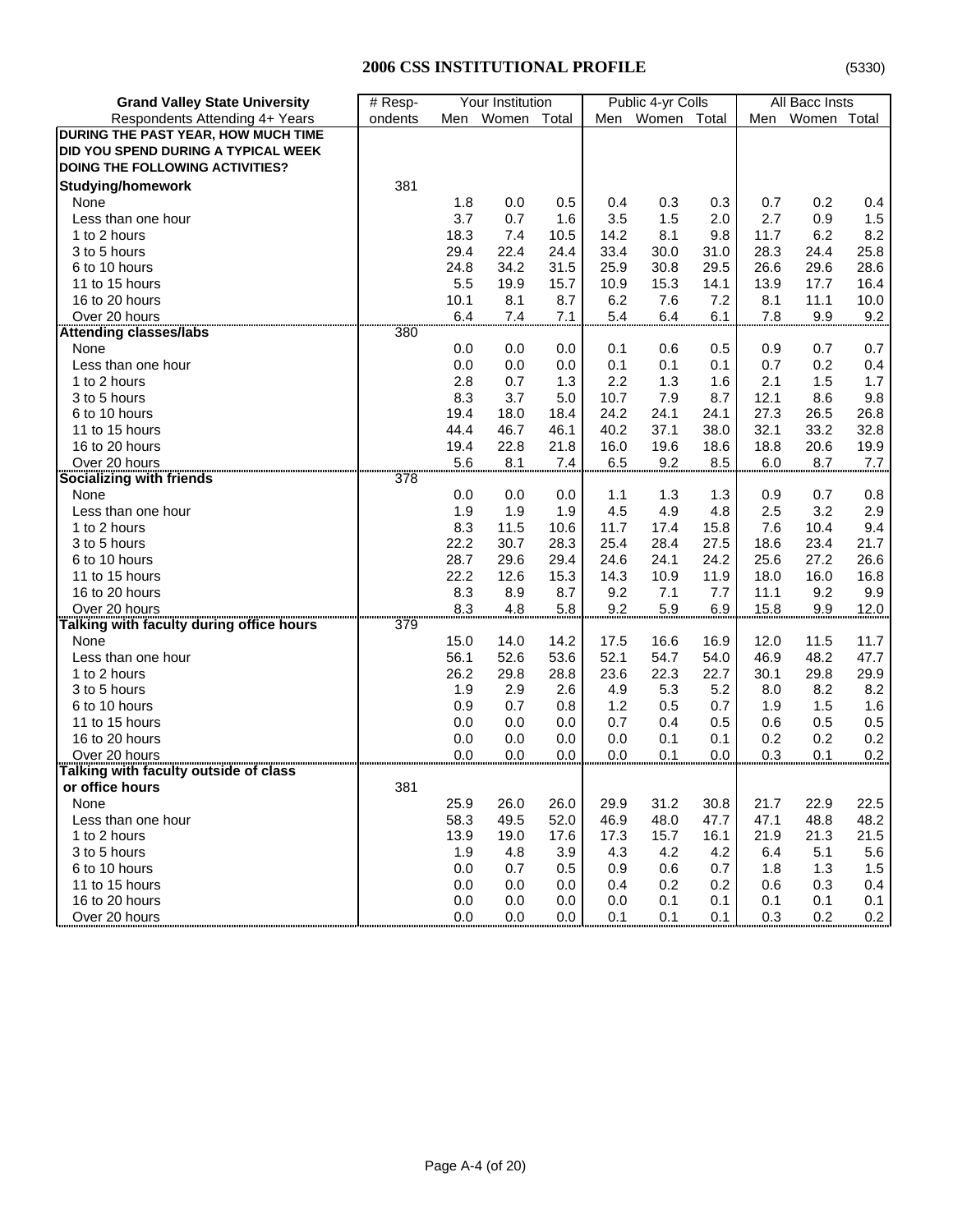## 2006 CSS INSTITUTIONAL PROFILE

(5330)

| Grand Valley State University | # Resp- | Your Institution | | | Public 4-yr Colls | | | All Bacc Insts | | |
|---|---|---|---|---|---|---|---|---|---|---|
| Respondents Attending 4+ Years | ondents | Men | Women | Total | Men | Women | Total | Men | Women | Total |
| **DURING THE PAST YEAR, HOW MUCH TIME DID YOU SPEND DURING A TYPICAL WEEK DOING THE FOLLOWING ACTIVITIES?** | | | | | | | | | | |
| **Studying/homework** | 381 | | | | | | | | | |
| None | | 1.8 | 0.0 | 0.5 | 0.4 | 0.3 | 0.3 | 0.7 | 0.2 | 0.4 |
| Less than one hour | | 3.7 | 0.7 | 1.6 | 3.5 | 1.5 | 2.0 | 2.7 | 0.9 | 1.5 |
| 1 to 2 hours | | 18.3 | 7.4 | 10.5 | 14.2 | 8.1 | 9.8 | 11.7 | 6.2 | 8.2 |
| 3 to 5 hours | | 29.4 | 22.4 | 24.4 | 33.4 | 30.0 | 31.0 | 28.3 | 24.4 | 25.8 |
| 6 to 10 hours | | 24.8 | 34.2 | 31.5 | 25.9 | 30.8 | 29.5 | 26.6 | 29.6 | 28.6 |
| 11 to 15 hours | | 5.5 | 19.9 | 15.7 | 10.9 | 15.3 | 14.1 | 13.9 | 17.7 | 16.4 |
| 16 to 20 hours | | 10.1 | 8.1 | 8.7 | 6.2 | 7.6 | 7.2 | 8.1 | 11.1 | 10.0 |
| Over 20 hours | | 6.4 | 7.4 | 7.1 | 5.4 | 6.4 | 6.1 | 7.8 | 9.9 | 9.2 |
| **Attending classes/labs** | 380 | | | | | | | | | |
| None | | 0.0 | 0.0 | 0.0 | 0.1 | 0.6 | 0.5 | 0.9 | 0.7 | 0.7 |
| Less than one hour | | 0.0 | 0.0 | 0.0 | 0.1 | 0.1 | 0.1 | 0.7 | 0.2 | 0.4 |
| 1 to 2 hours | | 2.8 | 0.7 | 1.3 | 2.2 | 1.3 | 1.6 | 2.1 | 1.5 | 1.7 |
| 3 to 5 hours | | 8.3 | 3.7 | 5.0 | 10.7 | 7.9 | 8.7 | 12.1 | 8.6 | 9.8 |
| 6 to 10 hours | | 19.4 | 18.0 | 18.4 | 24.2 | 24.1 | 24.1 | 27.3 | 26.5 | 26.8 |
| 11 to 15 hours | | 44.4 | 46.7 | 46.1 | 40.2 | 37.1 | 38.0 | 32.1 | 33.2 | 32.8 |
| 16 to 20 hours | | 19.4 | 22.8 | 21.8 | 16.0 | 19.6 | 18.6 | 18.8 | 20.6 | 19.9 |
| Over 20 hours | | 5.6 | 8.1 | 7.4 | 6.5 | 9.2 | 8.5 | 6.0 | 8.7 | 7.7 |
| **Socializing with friends** | 378 | | | | | | | | | |
| None | | 0.0 | 0.0 | 0.0 | 1.1 | 1.3 | 1.3 | 0.9 | 0.7 | 0.8 |
| Less than one hour | | 1.9 | 1.9 | 1.9 | 4.5 | 4.9 | 4.8 | 2.5 | 3.2 | 2.9 |
| 1 to 2 hours | | 8.3 | 11.5 | 10.6 | 11.7 | 17.4 | 15.8 | 7.6 | 10.4 | 9.4 |
| 3 to 5 hours | | 22.2 | 30.7 | 28.3 | 25.4 | 28.4 | 27.5 | 18.6 | 23.4 | 21.7 |
| 6 to 10 hours | | 28.7 | 29.6 | 29.4 | 24.6 | 24.1 | 24.2 | 25.6 | 27.2 | 26.6 |
| 11 to 15 hours | | 22.2 | 12.6 | 15.3 | 14.3 | 10.9 | 11.9 | 18.0 | 16.0 | 16.8 |
| 16 to 20 hours | | 8.3 | 8.9 | 8.7 | 9.2 | 7.1 | 7.7 | 11.1 | 9.2 | 9.9 |
| Over 20 hours | | 8.3 | 4.8 | 5.8 | 9.2 | 5.9 | 6.9 | 15.8 | 9.9 | 12.0 |
| **Talking with faculty during office hours** | 379 | | | | | | | | | |
| None | | 15.0 | 14.0 | 14.2 | 17.5 | 16.6 | 16.9 | 12.0 | 11.5 | 11.7 |
| Less than one hour | | 56.1 | 52.6 | 53.6 | 52.1 | 54.7 | 54.0 | 46.9 | 48.2 | 47.7 |
| 1 to 2 hours | | 26.2 | 29.8 | 28.8 | 23.6 | 22.3 | 22.7 | 30.1 | 29.8 | 29.9 |
| 3 to 5 hours | | 1.9 | 2.9 | 2.6 | 4.9 | 5.3 | 5.2 | 8.0 | 8.2 | 8.2 |
| 6 to 10 hours | | 0.9 | 0.7 | 0.8 | 1.2 | 0.5 | 0.7 | 1.9 | 1.5 | 1.6 |
| 11 to 15 hours | | 0.0 | 0.0 | 0.0 | 0.7 | 0.4 | 0.5 | 0.6 | 0.5 | 0.5 |
| 16 to 20 hours | | 0.0 | 0.0 | 0.0 | 0.0 | 0.1 | 0.1 | 0.2 | 0.2 | 0.2 |
| Over 20 hours | | 0.0 | 0.0 | 0.0 | 0.0 | 0.1 | 0.0 | 0.3 | 0.1 | 0.2 |
| **Talking with faculty outside of class or office hours** | 381 | | | | | | | | | |
| None | | 25.9 | 26.0 | 26.0 | 29.9 | 31.2 | 30.8 | 21.7 | 22.9 | 22.5 |
| Less than one hour | | 58.3 | 49.5 | 52.0 | 46.9 | 48.0 | 47.7 | 47.1 | 48.8 | 48.2 |
| 1 to 2 hours | | 13.9 | 19.0 | 17.6 | 17.3 | 15.7 | 16.1 | 21.9 | 21.3 | 21.5 |
| 3 to 5 hours | | 1.9 | 4.8 | 3.9 | 4.3 | 4.2 | 4.2 | 6.4 | 5.1 | 5.6 |
| 6 to 10 hours | | 0.0 | 0.7 | 0.5 | 0.9 | 0.6 | 0.7 | 1.8 | 1.3 | 1.5 |
| 11 to 15 hours | | 0.0 | 0.0 | 0.0 | 0.4 | 0.2 | 0.2 | 0.6 | 0.3 | 0.4 |
| 16 to 20 hours | | 0.0 | 0.0 | 0.0 | 0.0 | 0.1 | 0.1 | 0.1 | 0.1 | 0.1 |
| Over 20 hours | | 0.0 | 0.0 | 0.0 | 0.1 | 0.1 | 0.1 | 0.3 | 0.2 | 0.2 |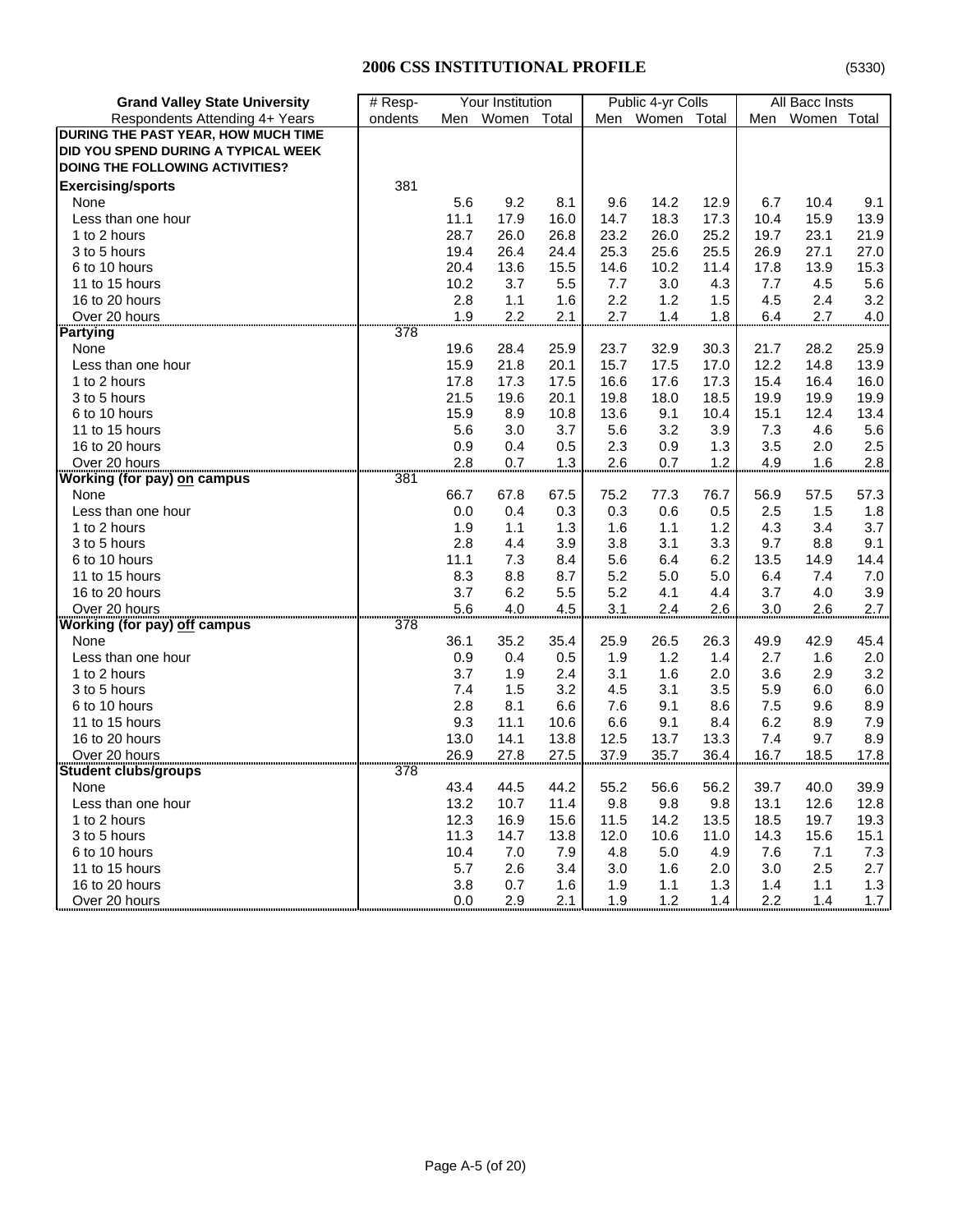# 2006 CSS INSTITUTIONAL PROFILE

(5330)

| Grand Valley State University | # Resp- | Your Institution | | | Public 4-yr Colls | | | All Bacc Insts | | |
|---|---|---|---|---|---|---|---|---|---|---|
| Respondents Attending 4+ Years | ondents | Men | Women | Total | Men | Women | Total | Men | Women | Total |
| **DURING THE PAST YEAR, HOW MUCH TIME DID YOU SPEND DURING A TYPICAL WEEK DOING THE FOLLOWING ACTIVITIES?** | | | | | | | | | | |
| **Exercising/sports** | 381 | | | | | | | | | |
| None | | 5.6 | 9.2 | 8.1 | 9.6 | 14.2 | 12.9 | 6.7 | 10.4 | 9.1 |
| Less than one hour | | 11.1 | 17.9 | 16.0 | 14.7 | 18.3 | 17.3 | 10.4 | 15.9 | 13.9 |
| 1 to 2 hours | | 28.7 | 26.0 | 26.8 | 23.2 | 26.0 | 25.2 | 19.7 | 23.1 | 21.9 |
| 3 to 5 hours | | 19.4 | 26.4 | 24.4 | 25.3 | 25.6 | 25.5 | 26.9 | 27.1 | 27.0 |
| 6 to 10 hours | | 20.4 | 13.6 | 15.5 | 14.6 | 10.2 | 11.4 | 17.8 | 13.9 | 15.3 |
| 11 to 15 hours | | 10.2 | 3.7 | 5.5 | 7.7 | 3.0 | 4.3 | 7.7 | 4.5 | 5.6 |
| 16 to 20 hours | | 2.8 | 1.1 | 1.6 | 2.2 | 1.2 | 1.5 | 4.5 | 2.4 | 3.2 |
| Over 20 hours | | 1.9 | 2.2 | 2.1 | 2.7 | 1.4 | 1.8 | 6.4 | 2.7 | 4.0 |
| **Partying** | 378 | | | | | | | | | |
| None | | 19.6 | 28.4 | 25.9 | 23.7 | 32.9 | 30.3 | 21.7 | 28.2 | 25.9 |
| Less than one hour | | 15.9 | 21.8 | 20.1 | 15.7 | 17.5 | 17.0 | 12.2 | 14.8 | 13.9 |
| 1 to 2 hours | | 17.8 | 17.3 | 17.5 | 16.6 | 17.6 | 17.3 | 15.4 | 16.4 | 16.0 |
| 3 to 5 hours | | 21.5 | 19.6 | 20.1 | 19.8 | 18.0 | 18.5 | 19.9 | 19.9 | 19.9 |
| 6 to 10 hours | | 15.9 | 8.9 | 10.8 | 13.6 | 9.1 | 10.4 | 15.1 | 12.4 | 13.4 |
| 11 to 15 hours | | 5.6 | 3.0 | 3.7 | 5.6 | 3.2 | 3.9 | 7.3 | 4.6 | 5.6 |
| 16 to 20 hours | | 0.9 | 0.4 | 0.5 | 2.3 | 0.9 | 1.3 | 3.5 | 2.0 | 2.5 |
| Over 20 hours | | 2.8 | 0.7 | 1.3 | 2.6 | 0.7 | 1.2 | 4.9 | 1.6 | 2.8 |
| **Working (for pay) on campus** | 381 | | | | | | | | | |
| None | | 66.7 | 67.8 | 67.5 | 75.2 | 77.3 | 76.7 | 56.9 | 57.5 | 57.3 |
| Less than one hour | | 0.0 | 0.4 | 0.3 | 0.3 | 0.6 | 0.5 | 2.5 | 1.5 | 1.8 |
| 1 to 2 hours | | 1.9 | 1.1 | 1.3 | 1.6 | 1.1 | 1.2 | 4.3 | 3.4 | 3.7 |
| 3 to 5 hours | | 2.8 | 4.4 | 3.9 | 3.8 | 3.1 | 3.3 | 9.7 | 8.8 | 9.1 |
| 6 to 10 hours | | 11.1 | 7.3 | 8.4 | 5.6 | 6.4 | 6.2 | 13.5 | 14.9 | 14.4 |
| 11 to 15 hours | | 8.3 | 8.8 | 8.7 | 5.2 | 5.0 | 5.0 | 6.4 | 7.4 | 7.0 |
| 16 to 20 hours | | 3.7 | 6.2 | 5.5 | 5.2 | 4.1 | 4.4 | 3.7 | 4.0 | 3.9 |
| Over 20 hours | | 5.6 | 4.0 | 4.5 | 3.1 | 2.4 | 2.6 | 3.0 | 2.6 | 2.7 |
| **Working (for pay) off campus** | 378 | | | | | | | | | |
| None | | 36.1 | 35.2 | 35.4 | 25.9 | 26.5 | 26.3 | 49.9 | 42.9 | 45.4 |
| Less than one hour | | 0.9 | 0.4 | 0.5 | 1.9 | 1.2 | 1.4 | 2.7 | 1.6 | 2.0 |
| 1 to 2 hours | | 3.7 | 1.9 | 2.4 | 3.1 | 1.6 | 2.0 | 3.6 | 2.9 | 3.2 |
| 3 to 5 hours | | 7.4 | 1.5 | 3.2 | 4.5 | 3.1 | 3.5 | 5.9 | 6.0 | 6.0 |
| 6 to 10 hours | | 2.8 | 8.1 | 6.6 | 7.6 | 9.1 | 8.6 | 7.5 | 9.6 | 8.9 |
| 11 to 15 hours | | 9.3 | 11.1 | 10.6 | 6.6 | 9.1 | 8.4 | 6.2 | 8.9 | 7.9 |
| 16 to 20 hours | | 13.0 | 14.1 | 13.8 | 12.5 | 13.7 | 13.3 | 7.4 | 9.7 | 8.9 |
| Over 20 hours | | 26.9 | 27.8 | 27.5 | 37.9 | 35.7 | 36.4 | 16.7 | 18.5 | 17.8 |
| **Student clubs/groups** | 378 | | | | | | | | | |
| None | | 43.4 | 44.5 | 44.2 | 55.2 | 56.6 | 56.2 | 39.7 | 40.0 | 39.9 |
| Less than one hour | | 13.2 | 10.7 | 11.4 | 9.8 | 9.8 | 9.8 | 13.1 | 12.6 | 12.8 |
| 1 to 2 hours | | 12.3 | 16.9 | 15.6 | 11.5 | 14.2 | 13.5 | 18.5 | 19.7 | 19.3 |
| 3 to 5 hours | | 11.3 | 14.7 | 13.8 | 12.0 | 10.6 | 11.0 | 14.3 | 15.6 | 15.1 |
| 6 to 10 hours | | 10.4 | 7.0 | 7.9 | 4.8 | 5.0 | 4.9 | 7.6 | 7.1 | 7.3 |
| 11 to 15 hours | | 5.7 | 2.6 | 3.4 | 3.0 | 1.6 | 2.0 | 3.0 | 2.5 | 2.7 |
| 16 to 20 hours | | 3.8 | 0.7 | 1.6 | 1.9 | 1.1 | 1.3 | 1.4 | 1.1 | 1.3 |
| Over 20 hours | | 0.0 | 2.9 | 2.1 | 1.9 | 1.2 | 1.4 | 2.2 | 1.4 | 1.7 |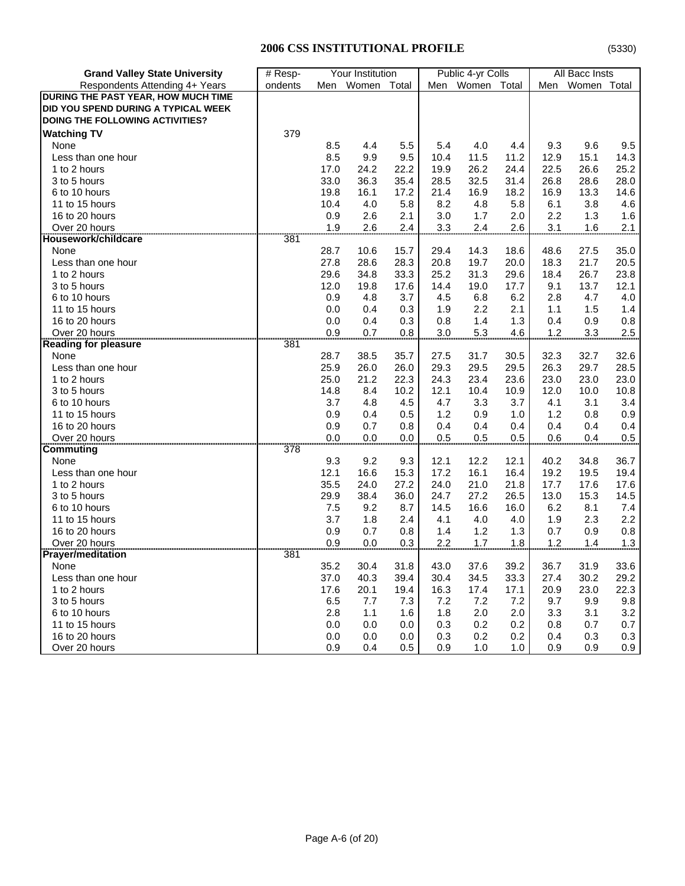## 2006 CSS INSTITUTIONAL PROFILE

(5330)

| Grand Valley State University | # Resp- | Your Institution | | | Public 4-yr Colls | | | All Bacc Insts | | |
|---|---|---|---|---|---|---|---|---|---|---|
| Respondents Attending 4+ Years | ondents | Men | Women | Total | Men | Women | Total | Men | Women | Total |
| **DURING THE PAST YEAR, HOW MUCH TIME DID YOU SPEND DURING A TYPICAL WEEK DOING THE FOLLOWING ACTIVITIES?** | | | | | | | | | | |
| **Watching TV** | 379 | | | | | | | | | |
| None | | 8.5 | 4.4 | 5.5 | 5.4 | 4.0 | 4.4 | 9.3 | 9.6 | 9.5 |
| Less than one hour | | 8.5 | 9.9 | 9.5 | 10.4 | 11.5 | 11.2 | 12.9 | 15.1 | 14.3 |
| 1 to 2 hours | | 17.0 | 24.2 | 22.2 | 19.9 | 26.2 | 24.4 | 22.5 | 26.6 | 25.2 |
| 3 to 5 hours | | 33.0 | 36.3 | 35.4 | 28.5 | 32.5 | 31.4 | 26.8 | 28.6 | 28.0 |
| 6 to 10 hours | | 19.8 | 16.1 | 17.2 | 21.4 | 16.9 | 18.2 | 16.9 | 13.3 | 14.6 |
| 11 to 15 hours | | 10.4 | 4.0 | 5.8 | 8.2 | 4.8 | 5.8 | 6.1 | 3.8 | 4.6 |
| 16 to 20 hours | | 0.9 | 2.6 | 2.1 | 3.0 | 1.7 | 2.0 | 2.2 | 1.3 | 1.6 |
| Over 20 hours | | 1.9 | 2.6 | 2.4 | 3.3 | 2.4 | 2.6 | 3.1 | 1.6 | 2.1 |
| **Housework/childcare** | 381 | | | | | | | | | |
| None | | 28.7 | 10.6 | 15.7 | 29.4 | 14.3 | 18.6 | 48.6 | 27.5 | 35.0 |
| Less than one hour | | 27.8 | 28.6 | 28.3 | 20.8 | 19.7 | 20.0 | 18.3 | 21.7 | 20.5 |
| 1 to 2 hours | | 29.6 | 34.8 | 33.3 | 25.2 | 31.3 | 29.6 | 18.4 | 26.7 | 23.8 |
| 3 to 5 hours | | 12.0 | 19.8 | 17.6 | 14.4 | 19.0 | 17.7 | 9.1 | 13.7 | 12.1 |
| 6 to 10 hours | | 0.9 | 4.8 | 3.7 | 4.5 | 6.8 | 6.2 | 2.8 | 4.7 | 4.0 |
| 11 to 15 hours | | 0.0 | 0.4 | 0.3 | 1.9 | 2.2 | 2.1 | 1.1 | 1.5 | 1.4 |
| 16 to 20 hours | | 0.0 | 0.4 | 0.3 | 0.8 | 1.4 | 1.3 | 0.4 | 0.9 | 0.8 |
| Over 20 hours | | 0.9 | 0.7 | 0.8 | 3.0 | 5.3 | 4.6 | 1.2 | 3.3 | 2.5 |
| **Reading for pleasure** | 381 | | | | | | | | | |
| None | | 28.7 | 38.5 | 35.7 | 27.5 | 31.7 | 30.5 | 32.3 | 32.7 | 32.6 |
| Less than one hour | | 25.9 | 26.0 | 26.0 | 29.3 | 29.5 | 29.5 | 26.3 | 29.7 | 28.5 |
| 1 to 2 hours | | 25.0 | 21.2 | 22.3 | 24.3 | 23.4 | 23.6 | 23.0 | 23.0 | 23.0 |
| 3 to 5 hours | | 14.8 | 8.4 | 10.2 | 12.1 | 10.4 | 10.9 | 12.0 | 10.0 | 10.8 |
| 6 to 10 hours | | 3.7 | 4.8 | 4.5 | 4.7 | 3.3 | 3.7 | 4.1 | 3.1 | 3.4 |
| 11 to 15 hours | | 0.9 | 0.4 | 0.5 | 1.2 | 0.9 | 1.0 | 1.2 | 0.8 | 0.9 |
| 16 to 20 hours | | 0.9 | 0.7 | 0.8 | 0.4 | 0.4 | 0.4 | 0.4 | 0.4 | 0.4 |
| Over 20 hours | | 0.0 | 0.0 | 0.0 | 0.5 | 0.5 | 0.5 | 0.6 | 0.4 | 0.5 |
| **Commuting** | 378 | | | | | | | | | |
| None | | 9.3 | 9.2 | 9.3 | 12.1 | 12.2 | 12.1 | 40.2 | 34.8 | 36.7 |
| Less than one hour | | 12.1 | 16.6 | 15.3 | 17.2 | 16.1 | 16.4 | 19.2 | 19.5 | 19.4 |
| 1 to 2 hours | | 35.5 | 24.0 | 27.2 | 24.0 | 21.0 | 21.8 | 17.7 | 17.6 | 17.6 |
| 3 to 5 hours | | 29.9 | 38.4 | 36.0 | 24.7 | 27.2 | 26.5 | 13.0 | 15.3 | 14.5 |
| 6 to 10 hours | | 7.5 | 9.2 | 8.7 | 14.5 | 16.6 | 16.0 | 6.2 | 8.1 | 7.4 |
| 11 to 15 hours | | 3.7 | 1.8 | 2.4 | 4.1 | 4.0 | 4.0 | 1.9 | 2.3 | 2.2 |
| 16 to 20 hours | | 0.9 | 0.7 | 0.8 | 1.4 | 1.2 | 1.3 | 0.7 | 0.9 | 0.8 |
| Over 20 hours | | 0.9 | 0.0 | 0.3 | 2.2 | 1.7 | 1.8 | 1.2 | 1.4 | 1.3 |
| **Prayer/meditation** | 381 | | | | | | | | | |
| None | | 35.2 | 30.4 | 31.8 | 43.0 | 37.6 | 39.2 | 36.7 | 31.9 | 33.6 |
| Less than one hour | | 37.0 | 40.3 | 39.4 | 30.4 | 34.5 | 33.3 | 27.4 | 30.2 | 29.2 |
| 1 to 2 hours | | 17.6 | 20.1 | 19.4 | 16.3 | 17.4 | 17.1 | 20.9 | 23.0 | 22.3 |
| 3 to 5 hours | | 6.5 | 7.7 | 7.3 | 7.2 | 7.2 | 7.2 | 9.7 | 9.9 | 9.8 |
| 6 to 10 hours | | 2.8 | 1.1 | 1.6 | 1.8 | 2.0 | 2.0 | 3.3 | 3.1 | 3.2 |
| 11 to 15 hours | | 0.0 | 0.0 | 0.0 | 0.3 | 0.2 | 0.2 | 0.8 | 0.7 | 0.7 |
| 16 to 20 hours | | 0.0 | 0.0 | 0.0 | 0.3 | 0.2 | 0.2 | 0.4 | 0.3 | 0.3 |
| Over 20 hours | | 0.9 | 0.4 | 0.5 | 0.9 | 1.0 | 1.0 | 0.9 | 0.9 | 0.9 |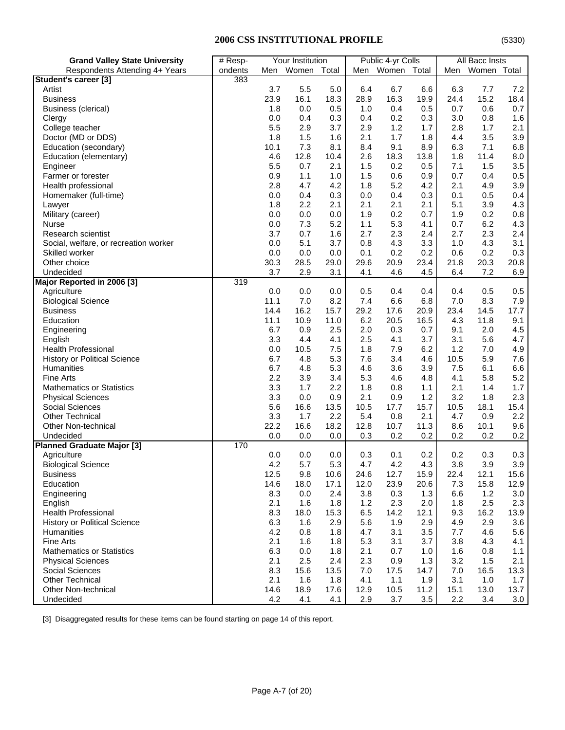## 2006 CSS INSTITUTIONAL PROFILE

(5330)

| Grand Valley State University | # Resp- | Your Institution | | | Public 4-yr Colls | | | All Bacc Insts | | |
|---|---|---|---|---|---|---|---|---|---|---|
| Respondents Attending 4+ Years | ondents | Men | Women | Total | Men | Women | Total | Men | Women | Total |
| **Student's career [3]** | 383 | | | | | | | | | |
| Artist | | 3.7 | 5.5 | 5.0 | 6.4 | 6.7 | 6.6 | 6.3 | 7.7 | 7.2 |
| Business | | 23.9 | 16.1 | 18.3 | 28.9 | 16.3 | 19.9 | 24.4 | 15.2 | 18.4 |
| Business (clerical) | | 1.8 | 0.0 | 0.5 | 1.0 | 0.4 | 0.5 | 0.7 | 0.6 | 0.7 |
| Clergy | | 0.0 | 0.4 | 0.3 | 0.4 | 0.2 | 0.3 | 3.0 | 0.8 | 1.6 |
| College teacher | | 5.5 | 2.9 | 3.7 | 2.9 | 1.2 | 1.7 | 2.8 | 1.7 | 2.1 |
| Doctor (MD or DDS) | | 1.8 | 1.5 | 1.6 | 2.1 | 1.7 | 1.8 | 4.4 | 3.5 | 3.9 |
| Education (secondary) | | 10.1 | 7.3 | 8.1 | 8.4 | 9.1 | 8.9 | 6.3 | 7.1 | 6.8 |
| Education (elementary) | | 4.6 | 12.8 | 10.4 | 2.6 | 18.3 | 13.8 | 1.8 | 11.4 | 8.0 |
| Engineer | | 5.5 | 0.7 | 2.1 | 1.5 | 0.2 | 0.5 | 7.1 | 1.5 | 3.5 |
| Farmer or forester | | 0.9 | 1.1 | 1.0 | 1.5 | 0.6 | 0.9 | 0.7 | 0.4 | 0.5 |
| Health professional | | 2.8 | 4.7 | 4.2 | 1.8 | 5.2 | 4.2 | 2.1 | 4.9 | 3.9 |
| Homemaker (full-time) | | 0.0 | 0.4 | 0.3 | 0.0 | 0.4 | 0.3 | 0.1 | 0.5 | 0.4 |
| Lawyer | | 1.8 | 2.2 | 2.1 | 2.1 | 2.1 | 2.1 | 5.1 | 3.9 | 4.3 |
| Military (career) | | 0.0 | 0.0 | 0.0 | 1.9 | 0.2 | 0.7 | 1.9 | 0.2 | 0.8 |
| Nurse | | 0.0 | 7.3 | 5.2 | 1.1 | 5.3 | 4.1 | 0.7 | 6.2 | 4.3 |
| Research scientist | | 3.7 | 0.7 | 1.6 | 2.7 | 2.3 | 2.4 | 2.7 | 2.3 | 2.4 |
| Social, welfare, or recreation worker | | 0.0 | 5.1 | 3.7 | 0.8 | 4.3 | 3.3 | 1.0 | 4.3 | 3.1 |
| Skilled worker | | 0.0 | 0.0 | 0.0 | 0.1 | 0.2 | 0.2 | 0.6 | 0.2 | 0.3 |
| Other choice | | 30.3 | 28.5 | 29.0 | 29.6 | 20.9 | 23.4 | 21.8 | 20.3 | 20.8 |
| Undecided | | 3.7 | 2.9 | 3.1 | 4.1 | 4.6 | 4.5 | 6.4 | 7.2 | 6.9 |
| **Major Reported in 2006 [3]** | 319 | | | | | | | | | |
| Agriculture | | 0.0 | 0.0 | 0.0 | 0.5 | 0.4 | 0.4 | 0.4 | 0.5 | 0.5 |
| Biological Science | | 11.1 | 7.0 | 8.2 | 7.4 | 6.6 | 6.8 | 7.0 | 8.3 | 7.9 |
| Business | | 14.4 | 16.2 | 15.7 | 29.2 | 17.6 | 20.9 | 23.4 | 14.5 | 17.7 |
| Education | | 11.1 | 10.9 | 11.0 | 6.2 | 20.5 | 16.5 | 4.3 | 11.8 | 9.1 |
| Engineering | | 6.7 | 0.9 | 2.5 | 2.0 | 0.3 | 0.7 | 9.1 | 2.0 | 4.5 |
| English | | 3.3 | 4.4 | 4.1 | 2.5 | 4.1 | 3.7 | 3.1 | 5.6 | 4.7 |
| Health Professional | | 0.0 | 10.5 | 7.5 | 1.8 | 7.9 | 6.2 | 1.2 | 7.0 | 4.9 |
| History or Political Science | | 6.7 | 4.8 | 5.3 | 7.6 | 3.4 | 4.6 | 10.5 | 5.9 | 7.6 |
| Humanities | | 6.7 | 4.8 | 5.3 | 4.6 | 3.6 | 3.9 | 7.5 | 6.1 | 6.6 |
| Fine Arts | | 2.2 | 3.9 | 3.4 | 5.3 | 4.6 | 4.8 | 4.1 | 5.8 | 5.2 |
| Mathematics or Statistics | | 3.3 | 1.7 | 2.2 | 1.8 | 0.8 | 1.1 | 2.1 | 1.4 | 1.7 |
| Physical Sciences | | 3.3 | 0.0 | 0.9 | 2.1 | 0.9 | 1.2 | 3.2 | 1.8 | 2.3 |
| Social Sciences | | 5.6 | 16.6 | 13.5 | 10.5 | 17.7 | 15.7 | 10.5 | 18.1 | 15.4 |
| Other Technical | | 3.3 | 1.7 | 2.2 | 5.4 | 0.8 | 2.1 | 4.7 | 0.9 | 2.2 |
| Other Non-technical | | 22.2 | 16.6 | 18.2 | 12.8 | 10.7 | 11.3 | 8.6 | 10.1 | 9.6 |
| Undecided | | 0.0 | 0.0 | 0.0 | 0.3 | 0.2 | 0.2 | 0.2 | 0.2 | 0.2 |
| **Planned Graduate Major [3]** | 170 | | | | | | | | | |
| Agriculture | | 0.0 | 0.0 | 0.0 | 0.3 | 0.1 | 0.2 | 0.2 | 0.3 | 0.3 |
| Biological Science | | 4.2 | 5.7 | 5.3 | 4.7 | 4.2 | 4.3 | 3.8 | 3.9 | 3.9 |
| Business | | 12.5 | 9.8 | 10.6 | 24.6 | 12.7 | 15.9 | 22.4 | 12.1 | 15.6 |
| Education | | 14.6 | 18.0 | 17.1 | 12.0 | 23.9 | 20.6 | 7.3 | 15.8 | 12.9 |
| Engineering | | 8.3 | 0.0 | 2.4 | 3.8 | 0.3 | 1.3 | 6.6 | 1.2 | 3.0 |
| English | | 2.1 | 1.6 | 1.8 | 1.2 | 2.3 | 2.0 | 1.8 | 2.5 | 2.3 |
| Health Professional | | 8.3 | 18.0 | 15.3 | 6.5 | 14.2 | 12.1 | 9.3 | 16.2 | 13.9 |
| History or Political Science | | 6.3 | 1.6 | 2.9 | 5.6 | 1.9 | 2.9 | 4.9 | 2.9 | 3.6 |
| Humanities | | 4.2 | 0.8 | 1.8 | 4.7 | 3.1 | 3.5 | 7.7 | 4.6 | 5.6 |
| Fine Arts | | 2.1 | 1.6 | 1.8 | 5.3 | 3.1 | 3.7 | 3.8 | 4.3 | 4.1 |
| Mathematics or Statistics | | 6.3 | 0.0 | 1.8 | 2.1 | 0.7 | 1.0 | 1.6 | 0.8 | 1.1 |
| Physical Sciences | | 2.1 | 2.5 | 2.4 | 2.3 | 0.9 | 1.3 | 3.2 | 1.5 | 2.1 |
| Social Sciences | | 8.3 | 15.6 | 13.5 | 7.0 | 17.5 | 14.7 | 7.0 | 16.5 | 13.3 |
| Other Technical | | 2.1 | 1.6 | 1.8 | 4.1 | 1.1 | 1.9 | 3.1 | 1.0 | 1.7 |
| Other Non-technical | | 14.6 | 18.9 | 17.6 | 12.9 | 10.5 | 11.2 | 15.1 | 13.0 | 13.7 |
| Undecided | | 4.2 | 4.1 | 4.1 | 2.9 | 3.7 | 3.5 | 2.2 | 3.4 | 3.0 |

[3] Disaggregated results for these items can be found starting on page 14 of this report.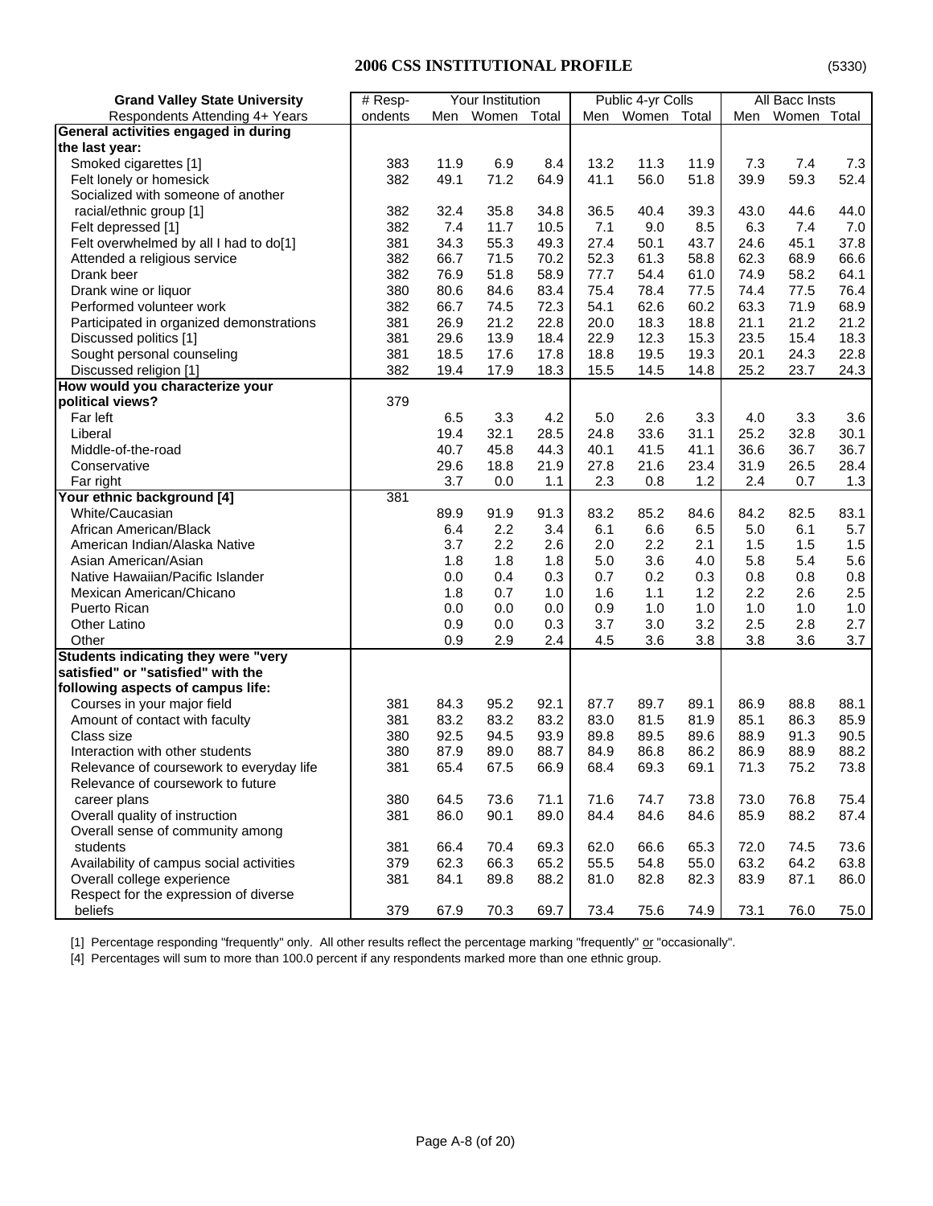## 2006 CSS INSTITUTIONAL PROFILE

(5330)

| Grand Valley State University | # Resp- | Your Institution | | | Public 4-yr Colls | | | All Bacc Insts | | |
|---|---|---|---|---|---|---|---|---|---|---|
| Respondents Attending 4+ Years | ondents | Men | Women | Total | Men | Women | Total | Men | Women | Total |
| **General activities engaged in during the last year:** | | | | | | | | | | |
| Smoked cigarettes [1] | 383 | 11.9 | 6.9 | 8.4 | 13.2 | 11.3 | 11.9 | 7.3 | 7.4 | 7.3 |
| Felt lonely or homesick | 382 | 49.1 | 71.2 | 64.9 | 41.1 | 56.0 | 51.8 | 39.9 | 59.3 | 52.4 |
| Socialized with someone of another racial/ethnic group [1] | 382 | 32.4 | 35.8 | 34.8 | 36.5 | 40.4 | 39.3 | 43.0 | 44.6 | 44.0 |
| Felt depressed [1] | 382 | 7.4 | 11.7 | 10.5 | 7.1 | 9.0 | 8.5 | 6.3 | 7.4 | 7.0 |
| Felt overwhelmed by all I had to do[1] | 381 | 34.3 | 55.3 | 49.3 | 27.4 | 50.1 | 43.7 | 24.6 | 45.1 | 37.8 |
| Attended a religious service | 382 | 66.7 | 71.5 | 70.2 | 52.3 | 61.3 | 58.8 | 62.3 | 68.9 | 66.6 |
| Drank beer | 382 | 76.9 | 51.8 | 58.9 | 77.7 | 54.4 | 61.0 | 74.9 | 58.2 | 64.1 |
| Drank wine or liquor | 380 | 80.6 | 84.6 | 83.4 | 75.4 | 78.4 | 77.5 | 74.4 | 77.5 | 76.4 |
| Performed volunteer work | 382 | 66.7 | 74.5 | 72.3 | 54.1 | 62.6 | 60.2 | 63.3 | 71.9 | 68.9 |
| Participated in organized demonstrations | 381 | 26.9 | 21.2 | 22.8 | 20.0 | 18.3 | 18.8 | 21.1 | 21.2 | 21.2 |
| Discussed politics [1] | 381 | 29.6 | 13.9 | 18.4 | 22.9 | 12.3 | 15.3 | 23.5 | 15.4 | 18.3 |
| Sought personal counseling | 381 | 18.5 | 17.6 | 17.8 | 18.8 | 19.5 | 19.3 | 20.1 | 24.3 | 22.8 |
| Discussed religion [1] | 382 | 19.4 | 17.9 | 18.3 | 15.5 | 14.5 | 14.8 | 25.2 | 23.7 | 24.3 |
| **How would you characterize your political views?** | 379 | | | | | | | | | |
| Far left | | 6.5 | 3.3 | 4.2 | 5.0 | 2.6 | 3.3 | 4.0 | 3.3 | 3.6 |
| Liberal | | 19.4 | 32.1 | 28.5 | 24.8 | 33.6 | 31.1 | 25.2 | 32.8 | 30.1 |
| Middle-of-the-road | | 40.7 | 45.8 | 44.3 | 40.1 | 41.5 | 41.1 | 36.6 | 36.7 | 36.7 |
| Conservative | | 29.6 | 18.8 | 21.9 | 27.8 | 21.6 | 23.4 | 31.9 | 26.5 | 28.4 |
| Far right | | 3.7 | 0.0 | 1.1 | 2.3 | 0.8 | 1.2 | 2.4 | 0.7 | 1.3 |
| **Your ethnic background [4]** | 381 | | | | | | | | | |
| White/Caucasian | | 89.9 | 91.9 | 91.3 | 83.2 | 85.2 | 84.6 | 84.2 | 82.5 | 83.1 |
| African American/Black | | 6.4 | 2.2 | 3.4 | 6.1 | 6.6 | 6.5 | 5.0 | 6.1 | 5.7 |
| American Indian/Alaska Native | | 3.7 | 2.2 | 2.6 | 2.0 | 2.2 | 2.1 | 1.5 | 1.5 | 1.5 |
| Asian American/Asian | | 1.8 | 1.8 | 1.8 | 5.0 | 3.6 | 4.0 | 5.8 | 5.4 | 5.6 |
| Native Hawaiian/Pacific Islander | | 0.0 | 0.4 | 0.3 | 0.7 | 0.2 | 0.3 | 0.8 | 0.8 | 0.8 |
| Mexican American/Chicano | | 1.8 | 0.7 | 1.0 | 1.6 | 1.1 | 1.2 | 2.2 | 2.6 | 2.5 |
| Puerto Rican | | 0.0 | 0.0 | 0.0 | 0.9 | 1.0 | 1.0 | 1.0 | 1.0 | 1.0 |
| Other Latino | | 0.9 | 0.0 | 0.3 | 3.7 | 3.0 | 3.2 | 2.5 | 2.8 | 2.7 |
| Other | | 0.9 | 2.9 | 2.4 | 4.5 | 3.6 | 3.8 | 3.8 | 3.6 | 3.7 |
| **Students indicating they were "very satisfied" or "satisfied" with the following aspects of campus life:** | | | | | | | | | | |
| Courses in your major field | 381 | 84.3 | 95.2 | 92.1 | 87.7 | 89.7 | 89.1 | 86.9 | 88.8 | 88.1 |
| Amount of contact with faculty | 381 | 83.2 | 83.2 | 83.2 | 83.0 | 81.5 | 81.9 | 85.1 | 86.3 | 85.9 |
| Class size | 380 | 92.5 | 94.5 | 93.9 | 89.8 | 89.5 | 89.6 | 88.9 | 91.3 | 90.5 |
| Interaction with other students | 380 | 87.9 | 89.0 | 88.7 | 84.9 | 86.8 | 86.2 | 86.9 | 88.9 | 88.2 |
| Relevance of coursework to everyday life | 381 | 65.4 | 67.5 | 66.9 | 68.4 | 69.3 | 69.1 | 71.3 | 75.2 | 73.8 |
| Relevance of coursework to future career plans | 380 | 64.5 | 73.6 | 71.1 | 71.6 | 74.7 | 73.8 | 73.0 | 76.8 | 75.4 |
| Overall quality of instruction | 381 | 86.0 | 90.1 | 89.0 | 84.4 | 84.6 | 84.6 | 85.9 | 88.2 | 87.4 |
| Overall sense of community among students | 381 | 66.4 | 70.4 | 69.3 | 62.0 | 66.6 | 65.3 | 72.0 | 74.5 | 73.6 |
| Availability of campus social activities | 379 | 62.3 | 66.3 | 65.2 | 55.5 | 54.8 | 55.0 | 63.2 | 64.2 | 63.8 |
| Overall college experience | 381 | 84.1 | 89.8 | 88.2 | 81.0 | 82.8 | 82.3 | 83.9 | 87.1 | 86.0 |
| Respect for the expression of diverse beliefs | 379 | 67.9 | 70.3 | 69.7 | 73.4 | 75.6 | 74.9 | 73.1 | 76.0 | 75.0 |

[1] Percentage responding "frequently" only. All other results reflect the percentage marking "frequently" or "occasionally".

[4] Percentages will sum to more than 100.0 percent if any respondents marked more than one ethnic group.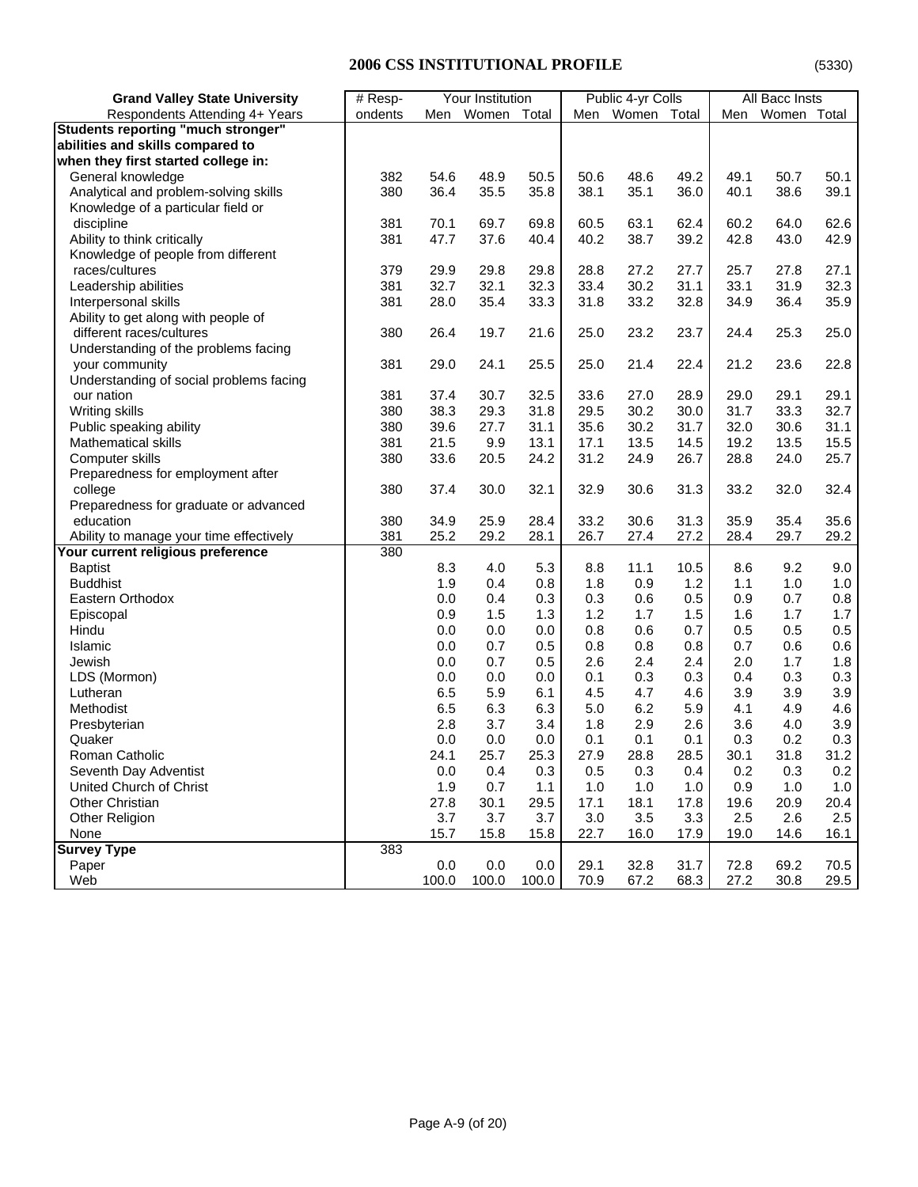# 2006 CSS INSTITUTIONAL PROFILE

(5330)

| Grand Valley State University | # Resp- | Your Institution | | | Public 4-yr Colls | | | All Bacc Insts | | |
|---|---|---|---|---|---|---|---|---|---|---|
| Respondents Attending 4+ Years | ondents | Men | Women | Total | Men | Women | Total | Men | Women | Total |
| **Students reporting "much stronger" abilities and skills compared to when they first started college in:** | | | | | | | | | | |
| General knowledge | 382 | 54.6 | 48.9 | 50.5 | 50.6 | 48.6 | 49.2 | 49.1 | 50.7 | 50.1 |
| Analytical and problem-solving skills | 380 | 36.4 | 35.5 | 35.8 | 38.1 | 35.1 | 36.0 | 40.1 | 38.6 | 39.1 |
| Knowledge of a particular field or discipline | 381 | 70.1 | 69.7 | 69.8 | 60.5 | 63.1 | 62.4 | 60.2 | 64.0 | 62.6 |
| Ability to think critically | 381 | 47.7 | 37.6 | 40.4 | 40.2 | 38.7 | 39.2 | 42.8 | 43.0 | 42.9 |
| Knowledge of people from different races/cultures | 379 | 29.9 | 29.8 | 29.8 | 28.8 | 27.2 | 27.7 | 25.7 | 27.8 | 27.1 |
| Leadership abilities | 381 | 32.7 | 32.1 | 32.3 | 33.4 | 30.2 | 31.1 | 33.1 | 31.9 | 32.3 |
| Interpersonal skills | 381 | 28.0 | 35.4 | 33.3 | 31.8 | 33.2 | 32.8 | 34.9 | 36.4 | 35.9 |
| Ability to get along with people of different races/cultures | 380 | 26.4 | 19.7 | 21.6 | 25.0 | 23.2 | 23.7 | 24.4 | 25.3 | 25.0 |
| Understanding of the problems facing your community | 381 | 29.0 | 24.1 | 25.5 | 25.0 | 21.4 | 22.4 | 21.2 | 23.6 | 22.8 |
| Understanding of social problems facing our nation | 381 | 37.4 | 30.7 | 32.5 | 33.6 | 27.0 | 28.9 | 29.0 | 29.1 | 29.1 |
| Writing skills | 380 | 38.3 | 29.3 | 31.8 | 29.5 | 30.2 | 30.0 | 31.7 | 33.3 | 32.7 |
| Public speaking ability | 380 | 39.6 | 27.7 | 31.1 | 35.6 | 30.2 | 31.7 | 32.0 | 30.6 | 31.1 |
| Mathematical skills | 381 | 21.5 | 9.9 | 13.1 | 17.1 | 13.5 | 14.5 | 19.2 | 13.5 | 15.5 |
| Computer skills | 380 | 33.6 | 20.5 | 24.2 | 31.2 | 24.9 | 26.7 | 28.8 | 24.0 | 25.7 |
| Preparedness for employment after college | 380 | 37.4 | 30.0 | 32.1 | 32.9 | 30.6 | 31.3 | 33.2 | 32.0 | 32.4 |
| Preparedness for graduate or advanced education | 380 | 34.9 | 25.9 | 28.4 | 33.2 | 30.6 | 31.3 | 35.9 | 35.4 | 35.6 |
| Ability to manage your time effectively | 381 | 25.2 | 29.2 | 28.1 | 26.7 | 27.4 | 27.2 | 28.4 | 29.7 | 29.2 |
| **Your current religious preference** | 380 | | | | | | | | | |
| Baptist | | 8.3 | 4.0 | 5.3 | 8.8 | 11.1 | 10.5 | 8.6 | 9.2 | 9.0 |
| Buddhist | | 1.9 | 0.4 | 0.8 | 1.8 | 0.9 | 1.2 | 1.1 | 1.0 | 1.0 |
| Eastern Orthodox | | 0.0 | 0.4 | 0.3 | 0.3 | 0.6 | 0.5 | 0.9 | 0.7 | 0.8 |
| Episcopal | | 0.9 | 1.5 | 1.3 | 1.2 | 1.7 | 1.5 | 1.6 | 1.7 | 1.7 |
| Hindu | | 0.0 | 0.0 | 0.0 | 0.8 | 0.6 | 0.7 | 0.5 | 0.5 | 0.5 |
| Islamic | | 0.0 | 0.7 | 0.5 | 0.8 | 0.8 | 0.8 | 0.7 | 0.6 | 0.6 |
| Jewish | | 0.0 | 0.7 | 0.5 | 2.6 | 2.4 | 2.4 | 2.0 | 1.7 | 1.8 |
| LDS (Mormon) | | 0.0 | 0.0 | 0.0 | 0.1 | 0.3 | 0.3 | 0.4 | 0.3 | 0.3 |
| Lutheran | | 6.5 | 5.9 | 6.1 | 4.5 | 4.7 | 4.6 | 3.9 | 3.9 | 3.9 |
| Methodist | | 6.5 | 6.3 | 6.3 | 5.0 | 6.2 | 5.9 | 4.1 | 4.9 | 4.6 |
| Presbyterian | | 2.8 | 3.7 | 3.4 | 1.8 | 2.9 | 2.6 | 3.6 | 4.0 | 3.9 |
| Quaker | | 0.0 | 0.0 | 0.0 | 0.1 | 0.1 | 0.1 | 0.3 | 0.2 | 0.3 |
| Roman Catholic | | 24.1 | 25.7 | 25.3 | 27.9 | 28.8 | 28.5 | 30.1 | 31.8 | 31.2 |
| Seventh Day Adventist | | 0.0 | 0.4 | 0.3 | 0.5 | 0.3 | 0.4 | 0.2 | 0.3 | 0.2 |
| United Church of Christ | | 1.9 | 0.7 | 1.1 | 1.0 | 1.0 | 1.0 | 0.9 | 1.0 | 1.0 |
| Other Christian | | 27.8 | 30.1 | 29.5 | 17.1 | 18.1 | 17.8 | 19.6 | 20.9 | 20.4 |
| Other Religion | | 3.7 | 3.7 | 3.7 | 3.0 | 3.5 | 3.3 | 2.5 | 2.6 | 2.5 |
| None | | 15.7 | 15.8 | 15.8 | 22.7 | 16.0 | 17.9 | 19.0 | 14.6 | 16.1 |
| **Survey Type** | 383 | | | | | | | | | |
| Paper | | 0.0 | 0.0 | 0.0 | 29.1 | 32.8 | 31.7 | 72.8 | 69.2 | 70.5 |
| Web | | 100.0 | 100.0 | 100.0 | 70.9 | 67.2 | 68.3 | 27.2 | 30.8 | 29.5 |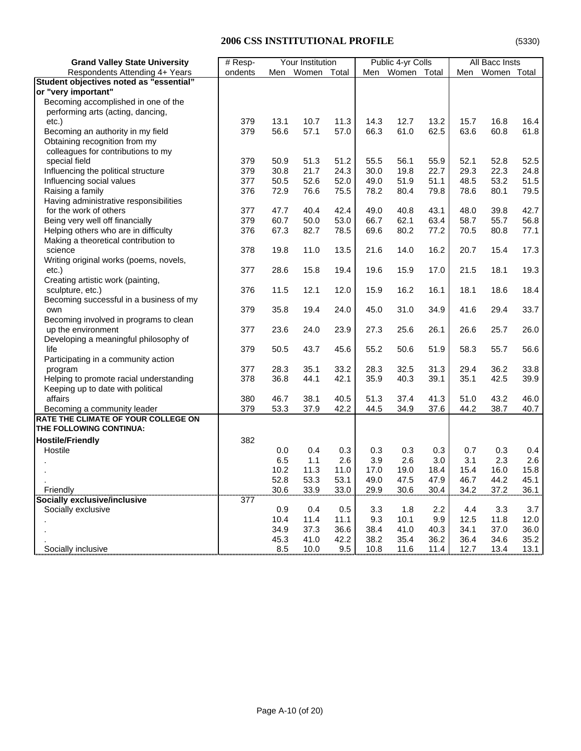## 2006 CSS INSTITUTIONAL PROFILE

(5330)

| Grand Valley State University<br>Respondents Attending 4+ Years | # Resp-<br>ondents | Your Institution | | | Public 4-yr Colls | | | All Bacc Insts | | |
|---|---|---|---|---|---|---|---|---|---|---|
| | | Men | Women | Total | Men | Women | Total | Men | Women | Total |
| **Student objectives noted as "essential" or "very important"** | | | | | | | | | | |
| Becoming accomplished in one of the performing arts (acting, dancing, etc.) | 379 | 13.1 | 10.7 | 11.3 | 14.3 | 12.7 | 13.2 | 15.7 | 16.8 | 16.4 |
| Becoming an authority in my field | 379 | 56.6 | 57.1 | 57.0 | 66.3 | 61.0 | 62.5 | 63.6 | 60.8 | 61.8 |
| Obtaining recognition from my colleagues for contributions to my special field | 379 | 50.9 | 51.3 | 51.2 | 55.5 | 56.1 | 55.9 | 52.1 | 52.8 | 52.5 |
| Influencing the political structure | 379 | 30.8 | 21.7 | 24.3 | 30.0 | 19.8 | 22.7 | 29.3 | 22.3 | 24.8 |
| Influencing social values | 377 | 50.5 | 52.6 | 52.0 | 49.0 | 51.9 | 51.1 | 48.5 | 53.2 | 51.5 |
| Raising a family | 376 | 72.9 | 76.6 | 75.5 | 78.2 | 80.4 | 79.8 | 78.6 | 80.1 | 79.5 |
| Having administrative responsibilities for the work of others | 377 | 47.7 | 40.4 | 42.4 | 49.0 | 40.8 | 43.1 | 48.0 | 39.8 | 42.7 |
| Being very well off financially | 379 | 60.7 | 50.0 | 53.0 | 66.7 | 62.1 | 63.4 | 58.7 | 55.7 | 56.8 |
| Helping others who are in difficulty | 376 | 67.3 | 82.7 | 78.5 | 69.6 | 80.2 | 77.2 | 70.5 | 80.8 | 77.1 |
| Making a theoretical contribution to science | 378 | 19.8 | 11.0 | 13.5 | 21.6 | 14.0 | 16.2 | 20.7 | 15.4 | 17.3 |
| Writing original works (poems, novels, etc.) | 377 | 28.6 | 15.8 | 19.4 | 19.6 | 15.9 | 17.0 | 21.5 | 18.1 | 19.3 |
| Creating artistic work (painting, sculpture, etc.) | 376 | 11.5 | 12.1 | 12.0 | 15.9 | 16.2 | 16.1 | 18.1 | 18.6 | 18.4 |
| Becoming successful in a business of my own | 379 | 35.8 | 19.4 | 24.0 | 45.0 | 31.0 | 34.9 | 41.6 | 29.4 | 33.7 |
| Becoming involved in programs to clean up the environment | 377 | 23.6 | 24.0 | 23.9 | 27.3 | 25.6 | 26.1 | 26.6 | 25.7 | 26.0 |
| Developing a meaningful philosophy of life | 379 | 50.5 | 43.7 | 45.6 | 55.2 | 50.6 | 51.9 | 58.3 | 55.7 | 56.6 |
| Participating in a community action program | 377 | 28.3 | 35.1 | 33.2 | 28.3 | 32.5 | 31.3 | 29.4 | 36.2 | 33.8 |
| Helping to promote racial understanding | 378 | 36.8 | 44.1 | 42.1 | 35.9 | 40.3 | 39.1 | 35.1 | 42.5 | 39.9 |
| Keeping up to date with political affairs | 380 | 46.7 | 38.1 | 40.5 | 51.3 | 37.4 | 41.3 | 51.0 | 43.2 | 46.0 |
| Becoming a community leader | 379 | 53.3 | 37.9 | 42.2 | 44.5 | 34.9 | 37.6 | 44.2 | 38.7 | 40.7 |
| **RATE THE CLIMATE OF YOUR COLLEGE ON THE FOLLOWING CONTINUA:** | | | | | | | | | | |
| **Hostile/Friendly** | 382 | | | | | | | | | |
| Hostile | | 0.0 | 0.4 | 0.3 | 0.3 | 0.3 | 0.3 | 0.7 | 0.3 | 0.4 |
| . | | 6.5 | 1.1 | 2.6 | 3.9 | 2.6 | 3.0 | 3.1 | 2.3 | 2.6 |
| . | | 10.2 | 11.3 | 11.0 | 17.0 | 19.0 | 18.4 | 15.4 | 16.0 | 15.8 |
| . | | 52.8 | 53.3 | 53.1 | 49.0 | 47.5 | 47.9 | 46.7 | 44.2 | 45.1 |
| Friendly | | 30.6 | 33.9 | 33.0 | 29.9 | 30.6 | 30.4 | 34.2 | 37.2 | 36.1 |
| **Socially exclusive/inclusive** | 377 | | | | | | | | | |
| Socially exclusive | | 0.9 | 0.4 | 0.5 | 3.3 | 1.8 | 2.2 | 4.4 | 3.3 | 3.7 |
| . | | 10.4 | 11.4 | 11.1 | 9.3 | 10.1 | 9.9 | 12.5 | 11.8 | 12.0 |
| . | | 34.9 | 37.3 | 36.6 | 38.4 | 41.0 | 40.3 | 34.1 | 37.0 | 36.0 |
| . | | 45.3 | 41.0 | 42.2 | 38.2 | 35.4 | 36.2 | 36.4 | 34.6 | 35.2 |
| Socially inclusive | | 8.5 | 10.0 | 9.5 | 10.8 | 11.6 | 11.4 | 12.7 | 13.4 | 13.1 |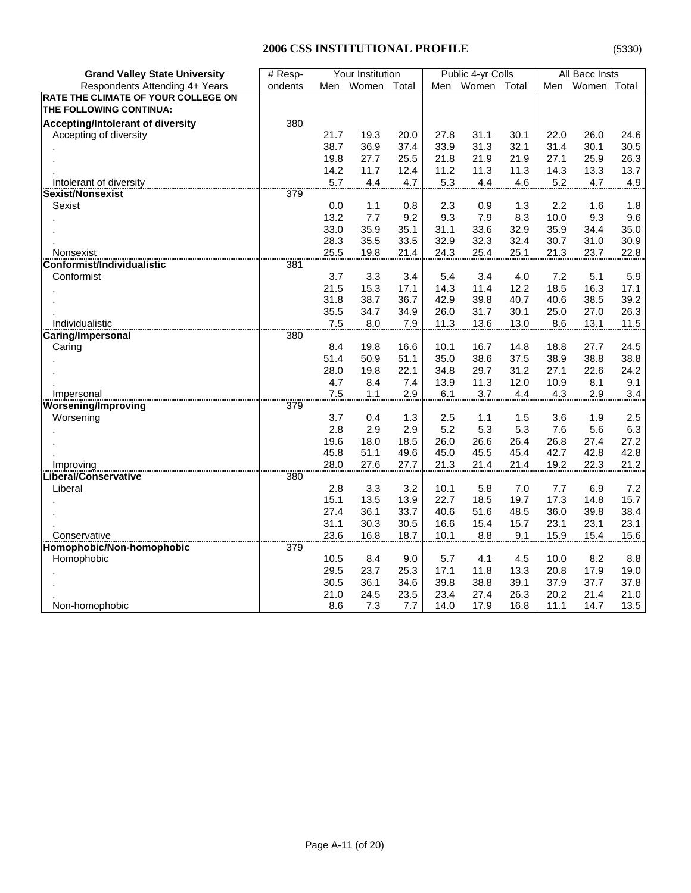# 2006 CSS INSTITUTIONAL PROFILE

(5330)

| Grand Valley State University | # Resp- | Your Institution | | | Public 4-yr Colls | | | All Bacc Insts | | |
|---|---|---|---|---|---|---|---|---|---|---|
| Respondents Attending 4+ Years | ondents | Men | Women | Total | Men | Women | Total | Men | Women | Total |
| **RATE THE CLIMATE OF YOUR COLLEGE ON THE FOLLOWING CONTINUA:** | | | | | | | | | | |
| **Accepting/Intolerant of diversity** | 380 | | | | | | | | | |
| Accepting of diversity | | 21.7 | 19.3 | 20.0 | 27.8 | 31.1 | 30.1 | 22.0 | 26.0 | 24.6 |
| . | | 38.7 | 36.9 | 37.4 | 33.9 | 31.3 | 32.1 | 31.4 | 30.1 | 30.5 |
| . | | 19.8 | 27.7 | 25.5 | 21.8 | 21.9 | 21.9 | 27.1 | 25.9 | 26.3 |
| . | | 14.2 | 11.7 | 12.4 | 11.2 | 11.3 | 11.3 | 14.3 | 13.3 | 13.7 |
| Intolerant of diversity | | 5.7 | 4.4 | 4.7 | 5.3 | 4.4 | 4.6 | 5.2 | 4.7 | 4.9 |
| **Sexist/Nonsexist** | 379 | | | | | | | | | |
| Sexist | | 0.0 | 1.1 | 0.8 | 2.3 | 0.9 | 1.3 | 2.2 | 1.6 | 1.8 |
| . | | 13.2 | 7.7 | 9.2 | 9.3 | 7.9 | 8.3 | 10.0 | 9.3 | 9.6 |
| . | | 33.0 | 35.9 | 35.1 | 31.1 | 33.6 | 32.9 | 35.9 | 34.4 | 35.0 |
| . | | 28.3 | 35.5 | 33.5 | 32.9 | 32.3 | 32.4 | 30.7 | 31.0 | 30.9 |
| Nonsexist | | 25.5 | 19.8 | 21.4 | 24.3 | 25.4 | 25.1 | 21.3 | 23.7 | 22.8 |
| **Conformist/Individualistic** | 381 | | | | | | | | | |
| Conformist | | 3.7 | 3.3 | 3.4 | 5.4 | 3.4 | 4.0 | 7.2 | 5.1 | 5.9 |
| . | | 21.5 | 15.3 | 17.1 | 14.3 | 11.4 | 12.2 | 18.5 | 16.3 | 17.1 |
| . | | 31.8 | 38.7 | 36.7 | 42.9 | 39.8 | 40.7 | 40.6 | 38.5 | 39.2 |
| . | | 35.5 | 34.7 | 34.9 | 26.0 | 31.7 | 30.1 | 25.0 | 27.0 | 26.3 |
| Individualistic | | 7.5 | 8.0 | 7.9 | 11.3 | 13.6 | 13.0 | 8.6 | 13.1 | 11.5 |
| **Caring/Impersonal** | 380 | | | | | | | | | |
| Caring | | 8.4 | 19.8 | 16.6 | 10.1 | 16.7 | 14.8 | 18.8 | 27.7 | 24.5 |
| . | | 51.4 | 50.9 | 51.1 | 35.0 | 38.6 | 37.5 | 38.9 | 38.8 | 38.8 |
| . | | 28.0 | 19.8 | 22.1 | 34.8 | 29.7 | 31.2 | 27.1 | 22.6 | 24.2 |
| . | | 4.7 | 8.4 | 7.4 | 13.9 | 11.3 | 12.0 | 10.9 | 8.1 | 9.1 |
| Impersonal | | 7.5 | 1.1 | 2.9 | 6.1 | 3.7 | 4.4 | 4.3 | 2.9 | 3.4 |
| **Worsening/Improving** | 379 | | | | | | | | | |
| Worsening | | 3.7 | 0.4 | 1.3 | 2.5 | 1.1 | 1.5 | 3.6 | 1.9 | 2.5 |
| . | | 2.8 | 2.9 | 2.9 | 5.2 | 5.3 | 5.3 | 7.6 | 5.6 | 6.3 |
| . | | 19.6 | 18.0 | 18.5 | 26.0 | 26.6 | 26.4 | 26.8 | 27.4 | 27.2 |
| . | | 45.8 | 51.1 | 49.6 | 45.0 | 45.5 | 45.4 | 42.7 | 42.8 | 42.8 |
| Improving | | 28.0 | 27.6 | 27.7 | 21.3 | 21.4 | 21.4 | 19.2 | 22.3 | 21.2 |
| **Liberal/Conservative** | 380 | | | | | | | | | |
| Liberal | | 2.8 | 3.3 | 3.2 | 10.1 | 5.8 | 7.0 | 7.7 | 6.9 | 7.2 |
| . | | 15.1 | 13.5 | 13.9 | 22.7 | 18.5 | 19.7 | 17.3 | 14.8 | 15.7 |
| . | | 27.4 | 36.1 | 33.7 | 40.6 | 51.6 | 48.5 | 36.0 | 39.8 | 38.4 |
| . | | 31.1 | 30.3 | 30.5 | 16.6 | 15.4 | 15.7 | 23.1 | 23.1 | 23.1 |
| Conservative | | 23.6 | 16.8 | 18.7 | 10.1 | 8.8 | 9.1 | 15.9 | 15.4 | 15.6 |
| **Homophobic/Non-homophobic** | 379 | | | | | | | | | |
| Homophobic | | 10.5 | 8.4 | 9.0 | 5.7 | 4.1 | 4.5 | 10.0 | 8.2 | 8.8 |
| . | | 29.5 | 23.7 | 25.3 | 17.1 | 11.8 | 13.3 | 20.8 | 17.9 | 19.0 |
| . | | 30.5 | 36.1 | 34.6 | 39.8 | 38.8 | 39.1 | 37.9 | 37.7 | 37.8 |
| . | | 21.0 | 24.5 | 23.5 | 23.4 | 27.4 | 26.3 | 20.2 | 21.4 | 21.0 |
| Non-homophobic | | 8.6 | 7.3 | 7.7 | 14.0 | 17.9 | 16.8 | 11.1 | 14.7 | 13.5 |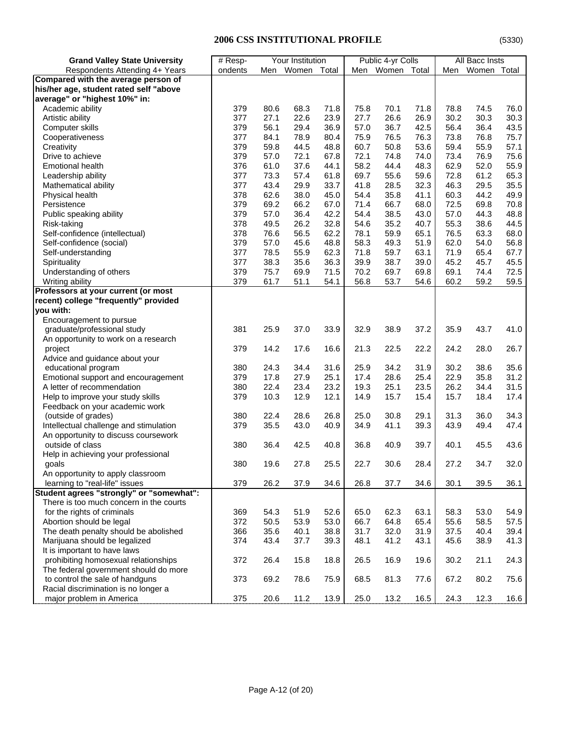## 2006 CSS INSTITUTIONAL PROFILE

(5330)

| Grand Valley State University | # Resp- | Your Institution | | | Public 4-yr Colls | | | All Bacc Insts | | |
|---|---|---|---|---|---|---|---|---|---|---|
| Respondents Attending 4+ Years | ondents | Men | Women | Total | Men | Women | Total | Men | Women | Total |
| **Compared with the average person of his/her age, student rated self "above average" or "highest 10%" in:** | | | | | | | | | | |
| Academic ability | 379 | 80.6 | 68.3 | 71.8 | 75.8 | 70.1 | 71.8 | 78.8 | 74.5 | 76.0 |
| Artistic ability | 377 | 27.1 | 22.6 | 23.9 | 27.7 | 26.6 | 26.9 | 30.2 | 30.3 | 30.3 |
| Computer skills | 379 | 56.1 | 29.4 | 36.9 | 57.0 | 36.7 | 42.5 | 56.4 | 36.4 | 43.5 |
| Cooperativeness | 377 | 84.1 | 78.9 | 80.4 | 75.9 | 76.5 | 76.3 | 73.8 | 76.8 | 75.7 |
| Creativity | 379 | 59.8 | 44.5 | 48.8 | 60.7 | 50.8 | 53.6 | 59.4 | 55.9 | 57.1 |
| Drive to achieve | 379 | 57.0 | 72.1 | 67.8 | 72.1 | 74.8 | 74.0 | 73.4 | 76.9 | 75.6 |
| Emotional health | 376 | 61.0 | 37.6 | 44.1 | 58.2 | 44.4 | 48.3 | 62.9 | 52.0 | 55.9 |
| Leadership ability | 377 | 73.3 | 57.4 | 61.8 | 69.7 | 55.6 | 59.6 | 72.8 | 61.2 | 65.3 |
| Mathematical ability | 377 | 43.4 | 29.9 | 33.7 | 41.8 | 28.5 | 32.3 | 46.3 | 29.5 | 35.5 |
| Physical health | 378 | 62.6 | 38.0 | 45.0 | 54.4 | 35.8 | 41.1 | 60.3 | 44.2 | 49.9 |
| Persistence | 379 | 69.2 | 66.2 | 67.0 | 71.4 | 66.7 | 68.0 | 72.5 | 69.8 | 70.8 |
| Public speaking ability | 379 | 57.0 | 36.4 | 42.2 | 54.4 | 38.5 | 43.0 | 57.0 | 44.3 | 48.8 |
| Risk-taking | 378 | 49.5 | 26.2 | 32.8 | 54.6 | 35.2 | 40.7 | 55.3 | 38.6 | 44.5 |
| Self-confidence (intellectual) | 378 | 76.6 | 56.5 | 62.2 | 78.1 | 59.9 | 65.1 | 76.5 | 63.3 | 68.0 |
| Self-confidence (social) | 379 | 57.0 | 45.6 | 48.8 | 58.3 | 49.3 | 51.9 | 62.0 | 54.0 | 56.8 |
| Self-understanding | 377 | 78.5 | 55.9 | 62.3 | 71.8 | 59.7 | 63.1 | 71.9 | 65.4 | 67.7 |
| Spirituality | 377 | 38.3 | 35.6 | 36.3 | 39.9 | 38.7 | 39.0 | 45.2 | 45.7 | 45.5 |
| Understanding of others | 379 | 75.7 | 69.9 | 71.5 | 70.2 | 69.7 | 69.8 | 69.1 | 74.4 | 72.5 |
| Writing ability | 379 | 61.7 | 51.1 | 54.1 | 56.8 | 53.7 | 54.6 | 60.2 | 59.2 | 59.5 |
| **Professors at your current (or most recent) college "frequently" provided you with:** | | | | | | | | | | |
| Encouragement to pursue graduate/professional study | 381 | 25.9 | 37.0 | 33.9 | 32.9 | 38.9 | 37.2 | 35.9 | 43.7 | 41.0 |
| An opportunity to work on a research project | 379 | 14.2 | 17.6 | 16.6 | 21.3 | 22.5 | 22.2 | 24.2 | 28.0 | 26.7 |
| Advice and guidance about your educational program | 380 | 24.3 | 34.4 | 31.6 | 25.9 | 34.2 | 31.9 | 30.2 | 38.6 | 35.6 |
| Emotional support and encouragement | 379 | 17.8 | 27.9 | 25.1 | 17.4 | 28.6 | 25.4 | 22.9 | 35.8 | 31.2 |
| A letter of recommendation | 380 | 22.4 | 23.4 | 23.2 | 19.3 | 25.1 | 23.5 | 26.2 | 34.4 | 31.5 |
| Help to improve your study skills | 379 | 10.3 | 12.9 | 12.1 | 14.9 | 15.7 | 15.4 | 15.7 | 18.4 | 17.4 |
| Feedback on your academic work (outside of grades) | 380 | 22.4 | 28.6 | 26.8 | 25.0 | 30.8 | 29.1 | 31.3 | 36.0 | 34.3 |
| Intellectual challenge and stimulation | 379 | 35.5 | 43.0 | 40.9 | 34.9 | 41.1 | 39.3 | 43.9 | 49.4 | 47.4 |
| An opportunity to discuss coursework outside of class | 380 | 36.4 | 42.5 | 40.8 | 36.8 | 40.9 | 39.7 | 40.1 | 45.5 | 43.6 |
| Help in achieving your professional goals | 380 | 19.6 | 27.8 | 25.5 | 22.7 | 30.6 | 28.4 | 27.2 | 34.7 | 32.0 |
| An opportunity to apply classroom learning to "real-life" issues | 379 | 26.2 | 37.9 | 34.6 | 26.8 | 37.7 | 34.6 | 30.1 | 39.5 | 36.1 |
| **Student agrees "strongly" or "somewhat":** | | | | | | | | | | |
| There is too much concern in the courts for the rights of criminals | 369 | 54.3 | 51.9 | 52.6 | 65.0 | 62.3 | 63.1 | 58.3 | 53.0 | 54.9 |
| Abortion should be legal | 372 | 50.5 | 53.9 | 53.0 | 66.7 | 64.8 | 65.4 | 55.6 | 58.5 | 57.5 |
| The death penalty should be abolished | 366 | 35.6 | 40.1 | 38.8 | 31.7 | 32.0 | 31.9 | 37.5 | 40.4 | 39.4 |
| Marijuana should be legalized | 374 | 43.4 | 37.7 | 39.3 | 48.1 | 41.2 | 43.1 | 45.6 | 38.9 | 41.3 |
| It is important to have laws prohibiting homosexual relationships | 372 | 26.4 | 15.8 | 18.8 | 26.5 | 16.9 | 19.6 | 30.2 | 21.1 | 24.3 |
| The federal government should do more to control the sale of handguns | 373 | 69.2 | 78.6 | 75.9 | 68.5 | 81.3 | 77.6 | 67.2 | 80.2 | 75.6 |
| Racial discrimination is no longer a major problem in America | 375 | 20.6 | 11.2 | 13.9 | 25.0 | 13.2 | 16.5 | 24.3 | 12.3 | 16.6 |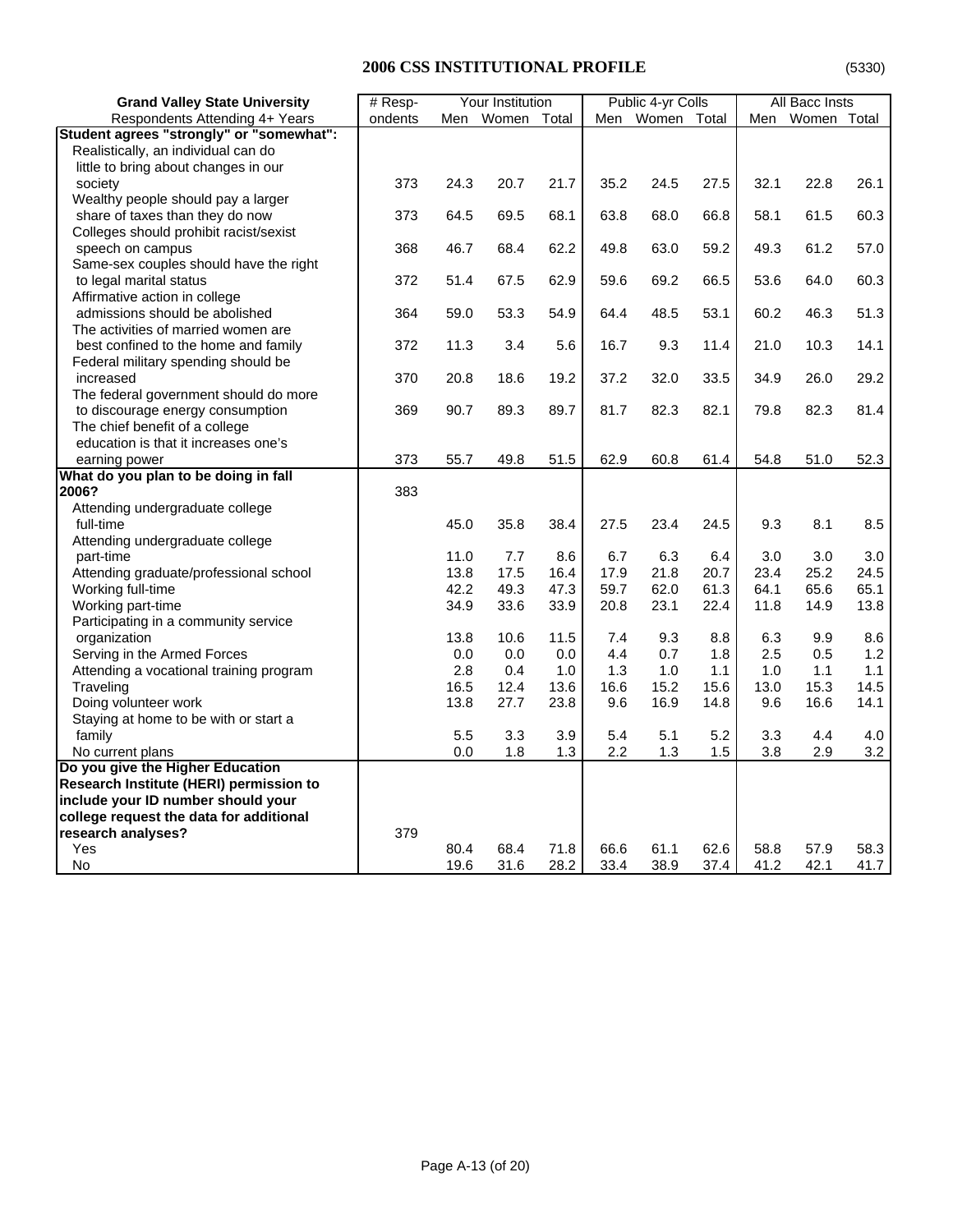## 2006 CSS INSTITUTIONAL PROFILE

(5330)

| Grand Valley State University | # Resp- | Your Institution | | | Public 4-yr Colls | | | All Bacc Insts | | |
|---|---|---|---|---|---|---|---|---|---|---|
| Respondents Attending 4+ Years | ondents | Men | Women | Total | Men | Women | Total | Men | Women | Total |
| **Student agrees "strongly" or "somewhat":** | | | | | | | | | | |
| Realistically, an individual can do little to bring about changes in our society | 373 | 24.3 | 20.7 | 21.7 | 35.2 | 24.5 | 27.5 | 32.1 | 22.8 | 26.1 |
| Wealthy people should pay a larger share of taxes than they do now | 373 | 64.5 | 69.5 | 68.1 | 63.8 | 68.0 | 66.8 | 58.1 | 61.5 | 60.3 |
| Colleges should prohibit racist/sexist speech on campus | 368 | 46.7 | 68.4 | 62.2 | 49.8 | 63.0 | 59.2 | 49.3 | 61.2 | 57.0 |
| Same-sex couples should have the right to legal marital status | 372 | 51.4 | 67.5 | 62.9 | 59.6 | 69.2 | 66.5 | 53.6 | 64.0 | 60.3 |
| Affirmative action in college admissions should be abolished | 364 | 59.0 | 53.3 | 54.9 | 64.4 | 48.5 | 53.1 | 60.2 | 46.3 | 51.3 |
| The activities of married women are best confined to the home and family | 372 | 11.3 | 3.4 | 5.6 | 16.7 | 9.3 | 11.4 | 21.0 | 10.3 | 14.1 |
| Federal military spending should be increased | 370 | 20.8 | 18.6 | 19.2 | 37.2 | 32.0 | 33.5 | 34.9 | 26.0 | 29.2 |
| The federal government should do more to discourage energy consumption | 369 | 90.7 | 89.3 | 89.7 | 81.7 | 82.3 | 82.1 | 79.8 | 82.3 | 81.4 |
| The chief benefit of a college education is that it increases one's earning power | 373 | 55.7 | 49.8 | 51.5 | 62.9 | 60.8 | 61.4 | 54.8 | 51.0 | 52.3 |
| **What do you plan to be doing in fall 2006?** | 383 | | | | | | | | | |
| Attending undergraduate college full-time | | 45.0 | 35.8 | 38.4 | 27.5 | 23.4 | 24.5 | 9.3 | 8.1 | 8.5 |
| Attending undergraduate college part-time | | 11.0 | 7.7 | 8.6 | 6.7 | 6.3 | 6.4 | 3.0 | 3.0 | 3.0 |
| Attending graduate/professional school | | 13.8 | 17.5 | 16.4 | 17.9 | 21.8 | 20.7 | 23.4 | 25.2 | 24.5 |
| Working full-time | | 42.2 | 49.3 | 47.3 | 59.7 | 62.0 | 61.3 | 64.1 | 65.6 | 65.1 |
| Working part-time | | 34.9 | 33.6 | 33.9 | 20.8 | 23.1 | 22.4 | 11.8 | 14.9 | 13.8 |
| Participating in a community service organization | | 13.8 | 10.6 | 11.5 | 7.4 | 9.3 | 8.8 | 6.3 | 9.9 | 8.6 |
| Serving in the Armed Forces | | 0.0 | 0.0 | 0.0 | 4.4 | 0.7 | 1.8 | 2.5 | 0.5 | 1.2 |
| Attending a vocational training program | | 2.8 | 0.4 | 1.0 | 1.3 | 1.0 | 1.1 | 1.0 | 1.1 | 1.1 |
| Traveling | | 16.5 | 12.4 | 13.6 | 16.6 | 15.2 | 15.6 | 13.0 | 15.3 | 14.5 |
| Doing volunteer work | | 13.8 | 27.7 | 23.8 | 9.6 | 16.9 | 14.8 | 9.6 | 16.6 | 14.1 |
| Staying at home to be with or start a family | | 5.5 | 3.3 | 3.9 | 5.4 | 5.1 | 5.2 | 3.3 | 4.4 | 4.0 |
| No current plans | | 0.0 | 1.8 | 1.3 | 2.2 | 1.3 | 1.5 | 3.8 | 2.9 | 3.2 |
| **Do you give the Higher Education Research Institute (HERI) permission to include your ID number should your college request the data for additional research analyses?** | 379 | | | | | | | | | |
| Yes | | 80.4 | 68.4 | 71.8 | 66.6 | 61.1 | 62.6 | 58.8 | 57.9 | 58.3 |
| No | | 19.6 | 31.6 | 28.2 | 33.4 | 38.9 | 37.4 | 41.2 | 42.1 | 41.7 |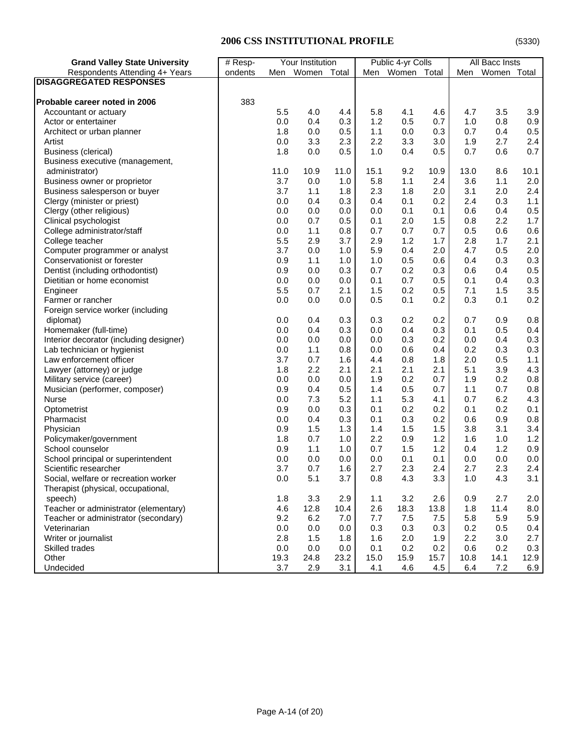## 2006 CSS INSTITUTIONAL PROFILE

(5330)

| Grand Valley State University | # Resp- | Your Institution | | | Public 4-yr Colls | | | All Bacc Insts | | |
|---|---|---|---|---|---|---|---|---|---|---|
| Respondents Attending 4+ Years | ondents | Men | Women | Total | Men | Women | Total | Men | Women | Total |
| **DISAGGREGATED RESPONSES** | | | | | | | | | | |
| **Probable career noted in 2006** | 383 | | | | | | | | | |
| Accountant or actuary | | 5.5 | 4.0 | 4.4 | 5.8 | 4.1 | 4.6 | 4.7 | 3.5 | 3.9 |
| Actor or entertainer | | 0.0 | 0.4 | 0.3 | 1.2 | 0.5 | 0.7 | 1.0 | 0.8 | 0.9 |
| Architect or urban planner | | 1.8 | 0.0 | 0.5 | 1.1 | 0.0 | 0.3 | 0.7 | 0.4 | 0.5 |
| Artist | | 0.0 | 3.3 | 2.3 | 2.2 | 3.3 | 3.0 | 1.9 | 2.7 | 2.4 |
| Business (clerical) | | 1.8 | 0.0 | 0.5 | 1.0 | 0.4 | 0.5 | 0.7 | 0.6 | 0.7 |
| Business executive (management, administrator) | | 11.0 | 10.9 | 11.0 | 15.1 | 9.2 | 10.9 | 13.0 | 8.6 | 10.1 |
| Business owner or proprietor | | 3.7 | 0.0 | 1.0 | 5.8 | 1.1 | 2.4 | 3.6 | 1.1 | 2.0 |
| Business salesperson or buyer | | 3.7 | 1.1 | 1.8 | 2.3 | 1.8 | 2.0 | 3.1 | 2.0 | 2.4 |
| Clergy (minister or priest) | | 0.0 | 0.4 | 0.3 | 0.4 | 0.1 | 0.2 | 2.4 | 0.3 | 1.1 |
| Clergy (other religious) | | 0.0 | 0.0 | 0.0 | 0.0 | 0.1 | 0.1 | 0.6 | 0.4 | 0.5 |
| Clinical psychologist | | 0.0 | 0.7 | 0.5 | 0.1 | 2.0 | 1.5 | 0.8 | 2.2 | 1.7 |
| College administrator/staff | | 0.0 | 1.1 | 0.8 | 0.7 | 0.7 | 0.7 | 0.5 | 0.6 | 0.6 |
| College teacher | | 5.5 | 2.9 | 3.7 | 2.9 | 1.2 | 1.7 | 2.8 | 1.7 | 2.1 |
| Computer programmer or analyst | | 3.7 | 0.0 | 1.0 | 5.9 | 0.4 | 2.0 | 4.7 | 0.5 | 2.0 |
| Conservationist or forester | | 0.9 | 1.1 | 1.0 | 1.0 | 0.5 | 0.6 | 0.4 | 0.3 | 0.3 |
| Dentist (including orthodontist) | | 0.9 | 0.0 | 0.3 | 0.7 | 0.2 | 0.3 | 0.6 | 0.4 | 0.5 |
| Dietitian or home economist | | 0.0 | 0.0 | 0.0 | 0.1 | 0.7 | 0.5 | 0.1 | 0.4 | 0.3 |
| Engineer | | 5.5 | 0.7 | 2.1 | 1.5 | 0.2 | 0.5 | 7.1 | 1.5 | 3.5 |
| Farmer or rancher | | 0.0 | 0.0 | 0.0 | 0.5 | 0.1 | 0.2 | 0.3 | 0.1 | 0.2 |
| Foreign service worker (including diplomat) | | 0.0 | 0.4 | 0.3 | 0.3 | 0.2 | 0.2 | 0.7 | 0.9 | 0.8 |
| Homemaker (full-time) | | 0.0 | 0.4 | 0.3 | 0.0 | 0.4 | 0.3 | 0.1 | 0.5 | 0.4 |
| Interior decorator (including designer) | | 0.0 | 0.0 | 0.0 | 0.0 | 0.3 | 0.2 | 0.0 | 0.4 | 0.3 |
| Lab technician or hygienist | | 0.0 | 1.1 | 0.8 | 0.0 | 0.6 | 0.4 | 0.2 | 0.3 | 0.3 |
| Law enforcement officer | | 3.7 | 0.7 | 1.6 | 4.4 | 0.8 | 1.8 | 2.0 | 0.5 | 1.1 |
| Lawyer (attorney) or judge | | 1.8 | 2.2 | 2.1 | 2.1 | 2.1 | 2.1 | 5.1 | 3.9 | 4.3 |
| Military service (career) | | 0.0 | 0.0 | 0.0 | 1.9 | 0.2 | 0.7 | 1.9 | 0.2 | 0.8 |
| Musician (performer, composer) | | 0.9 | 0.4 | 0.5 | 1.4 | 0.5 | 0.7 | 1.1 | 0.7 | 0.8 |
| Nurse | | 0.0 | 7.3 | 5.2 | 1.1 | 5.3 | 4.1 | 0.7 | 6.2 | 4.3 |
| Optometrist | | 0.9 | 0.0 | 0.3 | 0.1 | 0.2 | 0.2 | 0.1 | 0.2 | 0.1 |
| Pharmacist | | 0.0 | 0.4 | 0.3 | 0.1 | 0.3 | 0.2 | 0.6 | 0.9 | 0.8 |
| Physician | | 0.9 | 1.5 | 1.3 | 1.4 | 1.5 | 1.5 | 3.8 | 3.1 | 3.4 |
| Policymaker/government | | 1.8 | 0.7 | 1.0 | 2.2 | 0.9 | 1.2 | 1.6 | 1.0 | 1.2 |
| School counselor | | 0.9 | 1.1 | 1.0 | 0.7 | 1.5 | 1.2 | 0.4 | 1.2 | 0.9 |
| School principal or superintendent | | 0.0 | 0.0 | 0.0 | 0.0 | 0.1 | 0.1 | 0.0 | 0.0 | 0.0 |
| Scientific researcher | | 3.7 | 0.7 | 1.6 | 2.7 | 2.3 | 2.4 | 2.7 | 2.3 | 2.4 |
| Social, welfare or recreation worker | | 0.0 | 5.1 | 3.7 | 0.8 | 4.3 | 3.3 | 1.0 | 4.3 | 3.1 |
| Therapist (physical, occupational, speech) | | 1.8 | 3.3 | 2.9 | 1.1 | 3.2 | 2.6 | 0.9 | 2.7 | 2.0 |
| Teacher or administrator (elementary) | | 4.6 | 12.8 | 10.4 | 2.6 | 18.3 | 13.8 | 1.8 | 11.4 | 8.0 |
| Teacher or administrator (secondary) | | 9.2 | 6.2 | 7.0 | 7.7 | 7.5 | 7.5 | 5.8 | 5.9 | 5.9 |
| Veterinarian | | 0.0 | 0.0 | 0.0 | 0.3 | 0.3 | 0.3 | 0.2 | 0.5 | 0.4 |
| Writer or journalist | | 2.8 | 1.5 | 1.8 | 1.6 | 2.0 | 1.9 | 2.2 | 3.0 | 2.7 |
| Skilled trades | | 0.0 | 0.0 | 0.0 | 0.1 | 0.2 | 0.2 | 0.6 | 0.2 | 0.3 |
| Other | | 19.3 | 24.8 | 23.2 | 15.0 | 15.9 | 15.7 | 10.8 | 14.1 | 12.9 |
| Undecided | | 3.7 | 2.9 | 3.1 | 4.1 | 4.6 | 4.5 | 6.4 | 7.2 | 6.9 |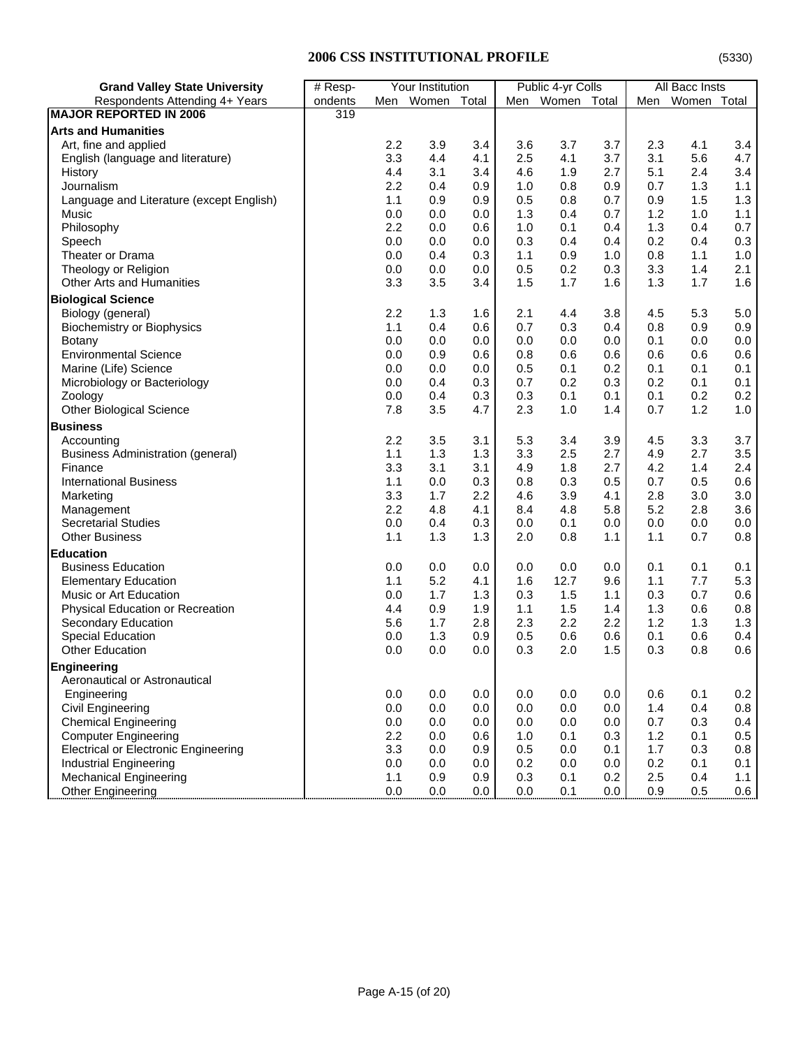# 2006 CSS INSTITUTIONAL PROFILE

(5330)

| Grand Valley State University | # Resp- | Your Institution | | | Public 4-yr Colls | | | All Bacc Insts | | |
|---|---|---|---|---|---|---|---|---|---|---|
| Respondents Attending 4+ Years | ondents | Men | Women | Total | Men | Women | Total | Men | Women | Total |
| **MAJOR REPORTED IN 2006** | 319 | | | | | | | | | |
| **Arts and Humanities** | | | | | | | | | | |
| Art, fine and applied | | 2.2 | 3.9 | 3.4 | 3.6 | 3.7 | 3.7 | 2.3 | 4.1 | 3.4 |
| English (language and literature) | | 3.3 | 4.4 | 4.1 | 2.5 | 4.1 | 3.7 | 3.1 | 5.6 | 4.7 |
| History | | 4.4 | 3.1 | 3.4 | 4.6 | 1.9 | 2.7 | 5.1 | 2.4 | 3.4 |
| Journalism | | 2.2 | 0.4 | 0.9 | 1.0 | 0.8 | 0.9 | 0.7 | 1.3 | 1.1 |
| Language and Literature (except English) | | 1.1 | 0.9 | 0.9 | 0.5 | 0.8 | 0.7 | 0.9 | 1.5 | 1.3 |
| Music | | 0.0 | 0.0 | 0.0 | 1.3 | 0.4 | 0.7 | 1.2 | 1.0 | 1.1 |
| Philosophy | | 2.2 | 0.0 | 0.6 | 1.0 | 0.1 | 0.4 | 1.3 | 0.4 | 0.7 |
| Speech | | 0.0 | 0.0 | 0.0 | 0.3 | 0.4 | 0.4 | 0.2 | 0.4 | 0.3 |
| Theater or Drama | | 0.0 | 0.4 | 0.3 | 1.1 | 0.9 | 1.0 | 0.8 | 1.1 | 1.0 |
| Theology or Religion | | 0.0 | 0.0 | 0.0 | 0.5 | 0.2 | 0.3 | 3.3 | 1.4 | 2.1 |
| Other Arts and Humanities | | 3.3 | 3.5 | 3.4 | 1.5 | 1.7 | 1.6 | 1.3 | 1.7 | 1.6 |
| **Biological Science** | | | | | | | | | | |
| Biology (general) | | 2.2 | 1.3 | 1.6 | 2.1 | 4.4 | 3.8 | 4.5 | 5.3 | 5.0 |
| Biochemistry or Biophysics | | 1.1 | 0.4 | 0.6 | 0.7 | 0.3 | 0.4 | 0.8 | 0.9 | 0.9 |
| Botany | | 0.0 | 0.0 | 0.0 | 0.0 | 0.0 | 0.0 | 0.1 | 0.0 | 0.0 |
| Environmental Science | | 0.0 | 0.9 | 0.6 | 0.8 | 0.6 | 0.6 | 0.6 | 0.6 | 0.6 |
| Marine (Life) Science | | 0.0 | 0.0 | 0.0 | 0.5 | 0.1 | 0.2 | 0.1 | 0.1 | 0.1 |
| Microbiology or Bacteriology | | 0.0 | 0.4 | 0.3 | 0.7 | 0.2 | 0.3 | 0.2 | 0.1 | 0.1 |
| Zoology | | 0.0 | 0.4 | 0.3 | 0.3 | 0.1 | 0.1 | 0.1 | 0.2 | 0.2 |
| Other Biological Science | | 7.8 | 3.5 | 4.7 | 2.3 | 1.0 | 1.4 | 0.7 | 1.2 | 1.0 |
| **Business** | | | | | | | | | | |
| Accounting | | 2.2 | 3.5 | 3.1 | 5.3 | 3.4 | 3.9 | 4.5 | 3.3 | 3.7 |
| Business Administration (general) | | 1.1 | 1.3 | 1.3 | 3.3 | 2.5 | 2.7 | 4.9 | 2.7 | 3.5 |
| Finance | | 3.3 | 3.1 | 3.1 | 4.9 | 1.8 | 2.7 | 4.2 | 1.4 | 2.4 |
| International Business | | 1.1 | 0.0 | 0.3 | 0.8 | 0.3 | 0.5 | 0.7 | 0.5 | 0.6 |
| Marketing | | 3.3 | 1.7 | 2.2 | 4.6 | 3.9 | 4.1 | 2.8 | 3.0 | 3.0 |
| Management | | 2.2 | 4.8 | 4.1 | 8.4 | 4.8 | 5.8 | 5.2 | 2.8 | 3.6 |
| Secretarial Studies | | 0.0 | 0.4 | 0.3 | 0.0 | 0.1 | 0.0 | 0.0 | 0.0 | 0.0 |
| Other Business | | 1.1 | 1.3 | 1.3 | 2.0 | 0.8 | 1.1 | 1.1 | 0.7 | 0.8 |
| **Education** | | | | | | | | | | |
| Business Education | | 0.0 | 0.0 | 0.0 | 0.0 | 0.0 | 0.0 | 0.1 | 0.1 | 0.1 |
| Elementary Education | | 1.1 | 5.2 | 4.1 | 1.6 | 12.7 | 9.6 | 1.1 | 7.7 | 5.3 |
| Music or Art Education | | 0.0 | 1.7 | 1.3 | 0.3 | 1.5 | 1.1 | 0.3 | 0.7 | 0.6 |
| Physical Education or Recreation | | 4.4 | 0.9 | 1.9 | 1.1 | 1.5 | 1.4 | 1.3 | 0.6 | 0.8 |
| Secondary Education | | 5.6 | 1.7 | 2.8 | 2.3 | 2.2 | 2.2 | 1.2 | 1.3 | 1.3 |
| Special Education | | 0.0 | 1.3 | 0.9 | 0.5 | 0.6 | 0.6 | 0.1 | 0.6 | 0.4 |
| Other Education | | 0.0 | 0.0 | 0.0 | 0.3 | 2.0 | 1.5 | 0.3 | 0.8 | 0.6 |
| **Engineering** | | | | | | | | | | |
| Aeronautical or Astronautical Engineering | | 0.0 | 0.0 | 0.0 | 0.0 | 0.0 | 0.0 | 0.6 | 0.1 | 0.2 |
| Civil Engineering | | 0.0 | 0.0 | 0.0 | 0.0 | 0.0 | 0.0 | 1.4 | 0.4 | 0.8 |
| Chemical Engineering | | 0.0 | 0.0 | 0.0 | 0.0 | 0.0 | 0.0 | 0.7 | 0.3 | 0.4 |
| Computer Engineering | | 2.2 | 0.0 | 0.6 | 1.0 | 0.1 | 0.3 | 1.2 | 0.1 | 0.5 |
| Electrical or Electronic Engineering | | 3.3 | 0.0 | 0.9 | 0.5 | 0.0 | 0.1 | 1.7 | 0.3 | 0.8 |
| Industrial Engineering | | 0.0 | 0.0 | 0.0 | 0.2 | 0.0 | 0.0 | 0.2 | 0.1 | 0.1 |
| Mechanical Engineering | | 1.1 | 0.9 | 0.9 | 0.3 | 0.1 | 0.2 | 2.5 | 0.4 | 1.1 |
| Other Engineering | | 0.0 | 0.0 | 0.0 | 0.0 | 0.1 | 0.0 | 0.9 | 0.5 | 0.6 |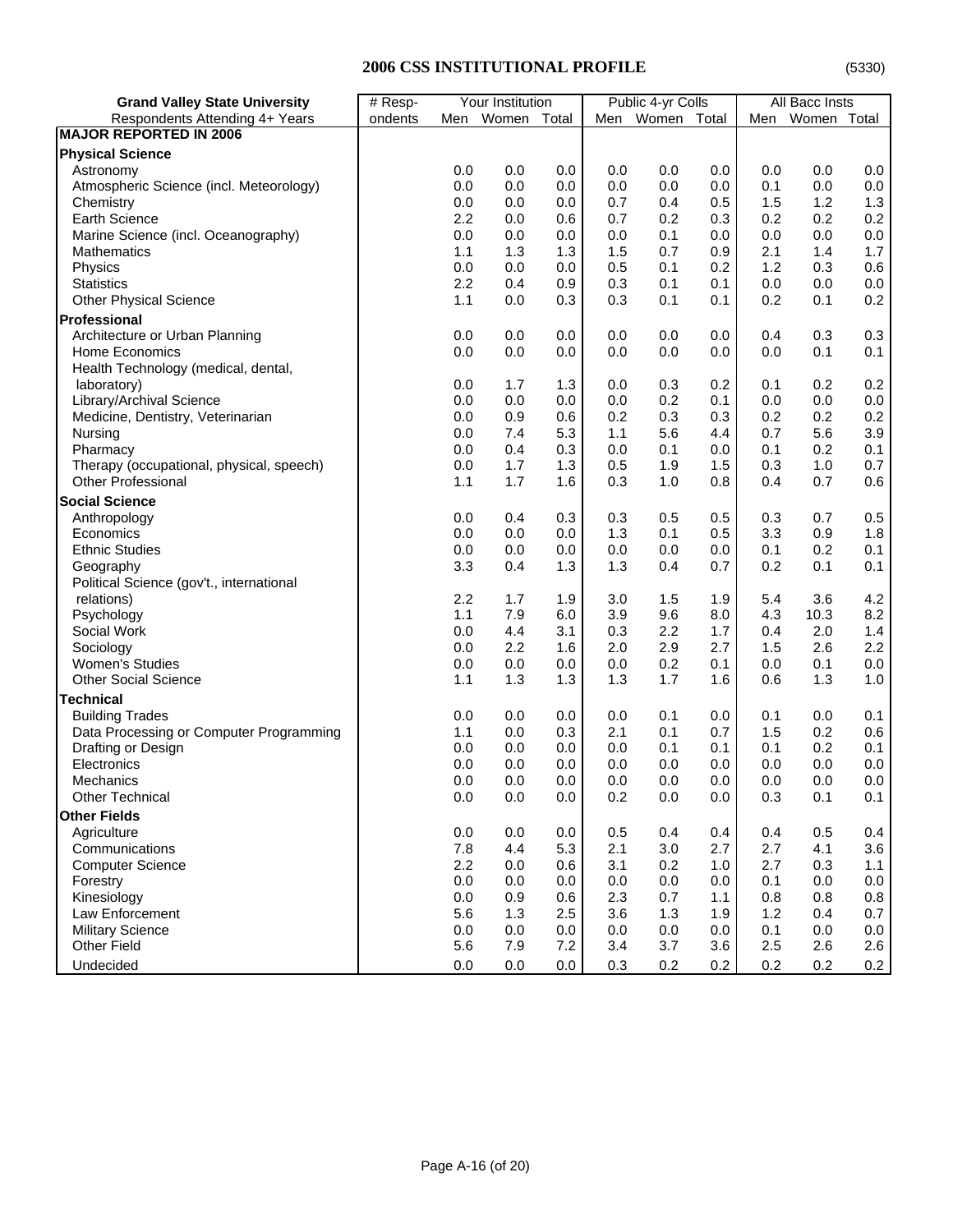## 2006 CSS INSTITUTIONAL PROFILE

(5330)

| Grand Valley State University | # Resp- | Your Institution | | | Public 4-yr Colls | | | All Bacc Insts | | |
|---|---|---|---|---|---|---|---|---|---|---|
| Respondents Attending 4+ Years | ondents | Men | Women | Total | Men | Women | Total | Men | Women | Total |
| **MAJOR REPORTED IN 2006** | | | | | | | | | | |
| **Physical Science** | | | | | | | | | | |
| Astronomy | | 0.0 | 0.0 | 0.0 | 0.0 | 0.0 | 0.0 | 0.0 | 0.0 | 0.0 |
| Atmospheric Science (incl. Meteorology) | | 0.0 | 0.0 | 0.0 | 0.0 | 0.0 | 0.0 | 0.1 | 0.0 | 0.0 |
| Chemistry | | 0.0 | 0.0 | 0.0 | 0.7 | 0.4 | 0.5 | 1.5 | 1.2 | 1.3 |
| Earth Science | | 2.2 | 0.0 | 0.6 | 0.7 | 0.2 | 0.3 | 0.2 | 0.2 | 0.2 |
| Marine Science (incl. Oceanography) | | 0.0 | 0.0 | 0.0 | 0.0 | 0.1 | 0.0 | 0.0 | 0.0 | 0.0 |
| Mathematics | | 1.1 | 1.3 | 1.3 | 1.5 | 0.7 | 0.9 | 2.1 | 1.4 | 1.7 |
| Physics | | 0.0 | 0.0 | 0.0 | 0.5 | 0.1 | 0.2 | 1.2 | 0.3 | 0.6 |
| Statistics | | 2.2 | 0.4 | 0.9 | 0.3 | 0.1 | 0.1 | 0.0 | 0.0 | 0.0 |
| Other Physical Science | | 1.1 | 0.0 | 0.3 | 0.3 | 0.1 | 0.1 | 0.2 | 0.1 | 0.2 |
| **Professional** | | | | | | | | | | |
| Architecture or Urban Planning | | 0.0 | 0.0 | 0.0 | 0.0 | 0.0 | 0.0 | 0.4 | 0.3 | 0.3 |
| Home Economics | | 0.0 | 0.0 | 0.0 | 0.0 | 0.0 | 0.0 | 0.0 | 0.1 | 0.1 |
| Health Technology (medical, dental, laboratory) | | 0.0 | 1.7 | 1.3 | 0.0 | 0.3 | 0.2 | 0.1 | 0.2 | 0.2 |
| Library/Archival Science | | 0.0 | 0.0 | 0.0 | 0.0 | 0.2 | 0.1 | 0.0 | 0.0 | 0.0 |
| Medicine, Dentistry, Veterinarian | | 0.0 | 0.9 | 0.6 | 0.2 | 0.3 | 0.3 | 0.2 | 0.2 | 0.2 |
| Nursing | | 0.0 | 7.4 | 5.3 | 1.1 | 5.6 | 4.4 | 0.7 | 5.6 | 3.9 |
| Pharmacy | | 0.0 | 0.4 | 0.3 | 0.0 | 0.1 | 0.0 | 0.1 | 0.2 | 0.1 |
| Therapy (occupational, physical, speech) | | 0.0 | 1.7 | 1.3 | 0.5 | 1.9 | 1.5 | 0.3 | 1.0 | 0.7 |
| Other Professional | | 1.1 | 1.7 | 1.6 | 0.3 | 1.0 | 0.8 | 0.4 | 0.7 | 0.6 |
| **Social Science** | | | | | | | | | | |
| Anthropology | | 0.0 | 0.4 | 0.3 | 0.3 | 0.5 | 0.5 | 0.3 | 0.7 | 0.5 |
| Economics | | 0.0 | 0.0 | 0.0 | 1.3 | 0.1 | 0.5 | 3.3 | 0.9 | 1.8 |
| Ethnic Studies | | 0.0 | 0.0 | 0.0 | 0.0 | 0.0 | 0.0 | 0.1 | 0.2 | 0.1 |
| Geography | | 3.3 | 0.4 | 1.3 | 1.3 | 0.4 | 0.7 | 0.2 | 0.1 | 0.1 |
| Political Science (gov't., international relations) | | 2.2 | 1.7 | 1.9 | 3.0 | 1.5 | 1.9 | 5.4 | 3.6 | 4.2 |
| Psychology | | 1.1 | 7.9 | 6.0 | 3.9 | 9.6 | 8.0 | 4.3 | 10.3 | 8.2 |
| Social Work | | 0.0 | 4.4 | 3.1 | 0.3 | 2.2 | 1.7 | 0.4 | 2.0 | 1.4 |
| Sociology | | 0.0 | 2.2 | 1.6 | 2.0 | 2.9 | 2.7 | 1.5 | 2.6 | 2.2 |
| Women's Studies | | 0.0 | 0.0 | 0.0 | 0.0 | 0.2 | 0.1 | 0.0 | 0.1 | 0.0 |
| Other Social Science | | 1.1 | 1.3 | 1.3 | 1.3 | 1.7 | 1.6 | 0.6 | 1.3 | 1.0 |
| **Technical** | | | | | | | | | | |
| Building Trades | | 0.0 | 0.0 | 0.0 | 0.0 | 0.1 | 0.0 | 0.1 | 0.0 | 0.1 |
| Data Processing or Computer Programming | | 1.1 | 0.0 | 0.3 | 2.1 | 0.1 | 0.7 | 1.5 | 0.2 | 0.6 |
| Drafting or Design | | 0.0 | 0.0 | 0.0 | 0.0 | 0.1 | 0.1 | 0.1 | 0.2 | 0.1 |
| Electronics | | 0.0 | 0.0 | 0.0 | 0.0 | 0.0 | 0.0 | 0.0 | 0.0 | 0.0 |
| Mechanics | | 0.0 | 0.0 | 0.0 | 0.0 | 0.0 | 0.0 | 0.0 | 0.0 | 0.0 |
| Other Technical | | 0.0 | 0.0 | 0.0 | 0.2 | 0.0 | 0.0 | 0.3 | 0.1 | 0.1 |
| **Other Fields** | | | | | | | | | | |
| Agriculture | | 0.0 | 0.0 | 0.0 | 0.5 | 0.4 | 0.4 | 0.4 | 0.5 | 0.4 |
| Communications | | 7.8 | 4.4 | 5.3 | 2.1 | 3.0 | 2.7 | 2.7 | 4.1 | 3.6 |
| Computer Science | | 2.2 | 0.0 | 0.6 | 3.1 | 0.2 | 1.0 | 2.7 | 0.3 | 1.1 |
| Forestry | | 0.0 | 0.0 | 0.0 | 0.0 | 0.0 | 0.0 | 0.1 | 0.0 | 0.0 |
| Kinesiology | | 0.0 | 0.9 | 0.6 | 2.3 | 0.7 | 1.1 | 0.8 | 0.8 | 0.8 |
| Law Enforcement | | 5.6 | 1.3 | 2.5 | 3.6 | 1.3 | 1.9 | 1.2 | 0.4 | 0.7 |
| Military Science | | 0.0 | 0.0 | 0.0 | 0.0 | 0.0 | 0.0 | 0.1 | 0.0 | 0.0 |
| Other Field | | 5.6 | 7.9 | 7.2 | 3.4 | 3.7 | 3.6 | 2.5 | 2.6 | 2.6 |
| Undecided | | 0.0 | 0.0 | 0.0 | 0.3 | 0.2 | 0.2 | 0.2 | 0.2 | 0.2 |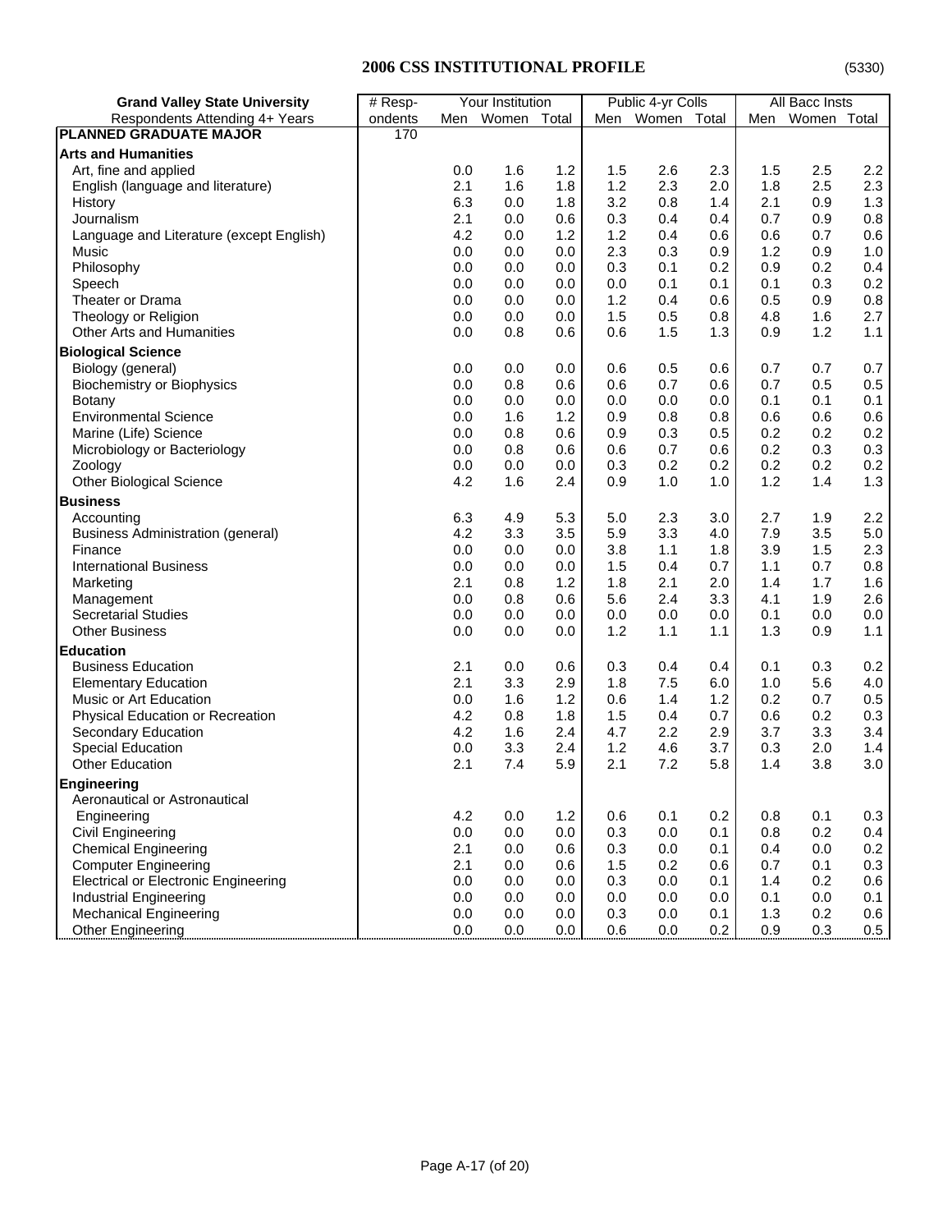## 2006 CSS INSTITUTIONAL PROFILE

(5330)

| Grand Valley State University | # Resp- | Your Institution | | | Public 4-yr Colls | | | All Bacc Insts | | |
|---|---|---|---|---|---|---|---|---|---|---|
| Respondents Attending 4+ Years | ondents | Men | Women | Total | Men | Women | Total | Men | Women | Total |
| **PLANNED GRADUATE MAJOR** | 170 | | | | | | | | | |
| **Arts and Humanities** | | | | | | | | | | |
| Art, fine and applied | | 0.0 | 1.6 | 1.2 | 1.5 | 2.6 | 2.3 | 1.5 | 2.5 | 2.2 |
| English (language and literature) | | 2.1 | 1.6 | 1.8 | 1.2 | 2.3 | 2.0 | 1.8 | 2.5 | 2.3 |
| History | | 6.3 | 0.0 | 1.8 | 3.2 | 0.8 | 1.4 | 2.1 | 0.9 | 1.3 |
| Journalism | | 2.1 | 0.0 | 0.6 | 0.3 | 0.4 | 0.4 | 0.7 | 0.9 | 0.8 |
| Language and Literature (except English) | | 4.2 | 0.0 | 1.2 | 1.2 | 0.4 | 0.6 | 0.6 | 0.7 | 0.6 |
| Music | | 0.0 | 0.0 | 0.0 | 2.3 | 0.3 | 0.9 | 1.2 | 0.9 | 1.0 |
| Philosophy | | 0.0 | 0.0 | 0.0 | 0.3 | 0.1 | 0.2 | 0.9 | 0.2 | 0.4 |
| Speech | | 0.0 | 0.0 | 0.0 | 0.0 | 0.1 | 0.1 | 0.1 | 0.3 | 0.2 |
| Theater or Drama | | 0.0 | 0.0 | 0.0 | 1.2 | 0.4 | 0.6 | 0.5 | 0.9 | 0.8 |
| Theology or Religion | | 0.0 | 0.0 | 0.0 | 1.5 | 0.5 | 0.8 | 4.8 | 1.6 | 2.7 |
| Other Arts and Humanities | | 0.0 | 0.8 | 0.6 | 0.6 | 1.5 | 1.3 | 0.9 | 1.2 | 1.1 |
| **Biological Science** | | | | | | | | | | |
| Biology (general) | | 0.0 | 0.0 | 0.0 | 0.6 | 0.5 | 0.6 | 0.7 | 0.7 | 0.7 |
| Biochemistry or Biophysics | | 0.0 | 0.8 | 0.6 | 0.6 | 0.7 | 0.6 | 0.7 | 0.5 | 0.5 |
| Botany | | 0.0 | 0.0 | 0.0 | 0.0 | 0.0 | 0.0 | 0.1 | 0.1 | 0.1 |
| Environmental Science | | 0.0 | 1.6 | 1.2 | 0.9 | 0.8 | 0.8 | 0.6 | 0.6 | 0.6 |
| Marine (Life) Science | | 0.0 | 0.8 | 0.6 | 0.9 | 0.3 | 0.5 | 0.2 | 0.2 | 0.2 |
| Microbiology or Bacteriology | | 0.0 | 0.8 | 0.6 | 0.6 | 0.7 | 0.6 | 0.2 | 0.3 | 0.3 |
| Zoology | | 0.0 | 0.0 | 0.0 | 0.3 | 0.2 | 0.2 | 0.2 | 0.2 | 0.2 |
| Other Biological Science | | 4.2 | 1.6 | 2.4 | 0.9 | 1.0 | 1.0 | 1.2 | 1.4 | 1.3 |
| **Business** | | | | | | | | | | |
| Accounting | | 6.3 | 4.9 | 5.3 | 5.0 | 2.3 | 3.0 | 2.7 | 1.9 | 2.2 |
| Business Administration (general) | | 4.2 | 3.3 | 3.5 | 5.9 | 3.3 | 4.0 | 7.9 | 3.5 | 5.0 |
| Finance | | 0.0 | 0.0 | 0.0 | 3.8 | 1.1 | 1.8 | 3.9 | 1.5 | 2.3 |
| International Business | | 0.0 | 0.0 | 0.0 | 1.5 | 0.4 | 0.7 | 1.1 | 0.7 | 0.8 |
| Marketing | | 2.1 | 0.8 | 1.2 | 1.8 | 2.1 | 2.0 | 1.4 | 1.7 | 1.6 |
| Management | | 0.0 | 0.8 | 0.6 | 5.6 | 2.4 | 3.3 | 4.1 | 1.9 | 2.6 |
| Secretarial Studies | | 0.0 | 0.0 | 0.0 | 0.0 | 0.0 | 0.0 | 0.1 | 0.0 | 0.0 |
| Other Business | | 0.0 | 0.0 | 0.0 | 1.2 | 1.1 | 1.1 | 1.3 | 0.9 | 1.1 |
| **Education** | | | | | | | | | | |
| Business Education | | 2.1 | 0.0 | 0.6 | 0.3 | 0.4 | 0.4 | 0.1 | 0.3 | 0.2 |
| Elementary Education | | 2.1 | 3.3 | 2.9 | 1.8 | 7.5 | 6.0 | 1.0 | 5.6 | 4.0 |
| Music or Art Education | | 0.0 | 1.6 | 1.2 | 0.6 | 1.4 | 1.2 | 0.2 | 0.7 | 0.5 |
| Physical Education or Recreation | | 4.2 | 0.8 | 1.8 | 1.5 | 0.4 | 0.7 | 0.6 | 0.2 | 0.3 |
| Secondary Education | | 4.2 | 1.6 | 2.4 | 4.7 | 2.2 | 2.9 | 3.7 | 3.3 | 3.4 |
| Special Education | | 0.0 | 3.3 | 2.4 | 1.2 | 4.6 | 3.7 | 0.3 | 2.0 | 1.4 |
| Other Education | | 2.1 | 7.4 | 5.9 | 2.1 | 7.2 | 5.8 | 1.4 | 3.8 | 3.0 |
| **Engineering** | | | | | | | | | | |
| Aeronautical or Astronautical Engineering | | 4.2 | 0.0 | 1.2 | 0.6 | 0.1 | 0.2 | 0.8 | 0.1 | 0.3 |
| Civil Engineering | | 0.0 | 0.0 | 0.0 | 0.3 | 0.0 | 0.1 | 0.8 | 0.2 | 0.4 |
| Chemical Engineering | | 2.1 | 0.0 | 0.6 | 0.3 | 0.0 | 0.1 | 0.4 | 0.0 | 0.2 |
| Computer Engineering | | 2.1 | 0.0 | 0.6 | 1.5 | 0.2 | 0.6 | 0.7 | 0.1 | 0.3 |
| Electrical or Electronic Engineering | | 0.0 | 0.0 | 0.0 | 0.3 | 0.0 | 0.1 | 1.4 | 0.2 | 0.6 |
| Industrial Engineering | | 0.0 | 0.0 | 0.0 | 0.0 | 0.0 | 0.0 | 0.1 | 0.0 | 0.1 |
| Mechanical Engineering | | 0.0 | 0.0 | 0.0 | 0.3 | 0.0 | 0.1 | 1.3 | 0.2 | 0.6 |
| Other Engineering | | 0.0 | 0.0 | 0.0 | 0.6 | 0.0 | 0.2 | 0.9 | 0.3 | 0.5 |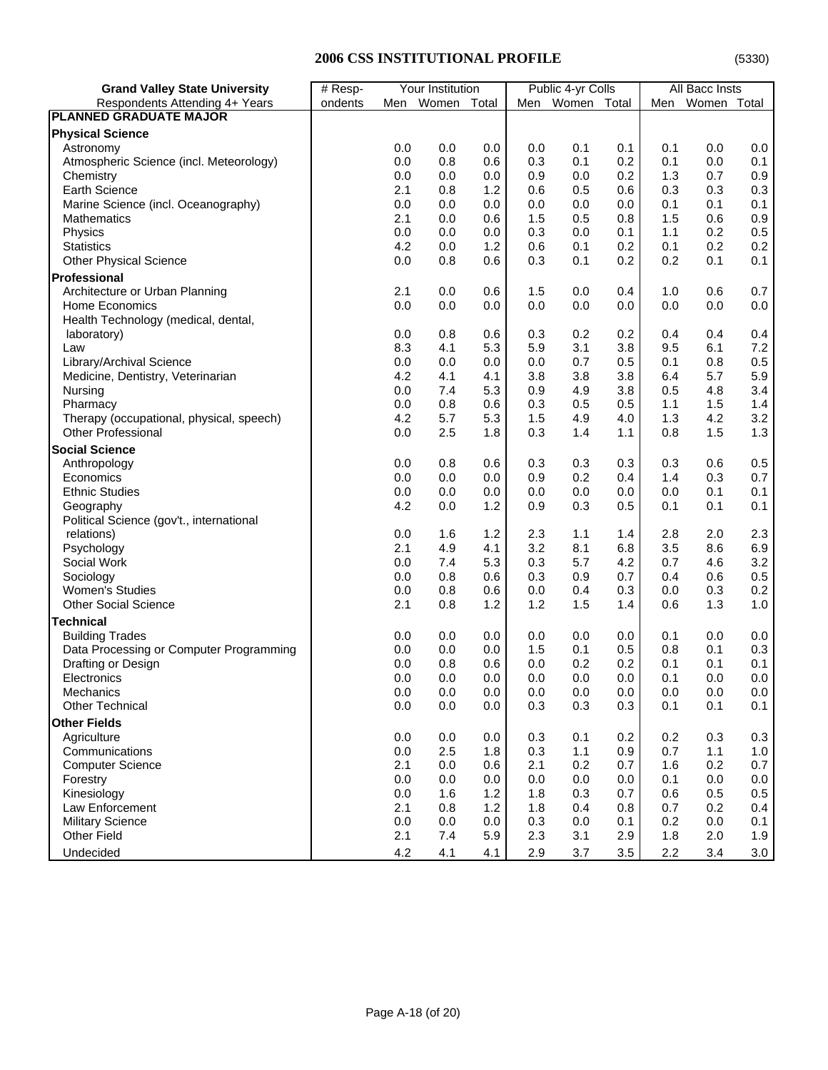## 2006 CSS INSTITUTIONAL PROFILE

(5330)

| Grand Valley State University<br>Respondents Attending 4+ Years | # Respondents | Your Institution | | | Public 4-yr Colls | | | All Bacc Insts | | |
|---|---|---|---|---|---|---|---|---|---|---|
| | | Men | Women | Total | Men | Women | Total | Men | Women | Total |
| **PLANNED GRADUATE MAJOR** | | | | | | | | | | |
| **Physical Science** | | | | | | | | | | |
| Astronomy | | 0.0 | 0.0 | 0.0 | 0.0 | 0.1 | 0.1 | 0.1 | 0.0 | 0.0 |
| Atmospheric Science (incl. Meteorology) | | 0.0 | 0.8 | 0.6 | 0.3 | 0.1 | 0.2 | 0.1 | 0.0 | 0.1 |
| Chemistry | | 0.0 | 0.0 | 0.0 | 0.9 | 0.0 | 0.2 | 1.3 | 0.7 | 0.9 |
| Earth Science | | 2.1 | 0.8 | 1.2 | 0.6 | 0.5 | 0.6 | 0.3 | 0.3 | 0.3 |
| Marine Science (incl. Oceanography) | | 0.0 | 0.0 | 0.0 | 0.0 | 0.0 | 0.0 | 0.1 | 0.1 | 0.1 |
| Mathematics | | 2.1 | 0.0 | 0.6 | 1.5 | 0.5 | 0.8 | 1.5 | 0.6 | 0.9 |
| Physics | | 0.0 | 0.0 | 0.0 | 0.3 | 0.0 | 0.1 | 1.1 | 0.2 | 0.5 |
| Statistics | | 4.2 | 0.0 | 1.2 | 0.6 | 0.1 | 0.2 | 0.1 | 0.2 | 0.2 |
| Other Physical Science | | 0.0 | 0.8 | 0.6 | 0.3 | 0.1 | 0.2 | 0.2 | 0.1 | 0.1 |
| **Professional** | | | | | | | | | | |
| Architecture or Urban Planning | | 2.1 | 0.0 | 0.6 | 1.5 | 0.0 | 0.4 | 1.0 | 0.6 | 0.7 |
| Home Economics | | 0.0 | 0.0 | 0.0 | 0.0 | 0.0 | 0.0 | 0.0 | 0.0 | 0.0 |
| Health Technology (medical, dental, laboratory) | | 0.0 | 0.8 | 0.6 | 0.3 | 0.2 | 0.2 | 0.4 | 0.4 | 0.4 |
| Law | | 8.3 | 4.1 | 5.3 | 5.9 | 3.1 | 3.8 | 9.5 | 6.1 | 7.2 |
| Library/Archival Science | | 0.0 | 0.0 | 0.0 | 0.0 | 0.7 | 0.5 | 0.1 | 0.8 | 0.5 |
| Medicine, Dentistry, Veterinarian | | 4.2 | 4.1 | 4.1 | 3.8 | 3.8 | 3.8 | 6.4 | 5.7 | 5.9 |
| Nursing | | 0.0 | 7.4 | 5.3 | 0.9 | 4.9 | 3.8 | 0.5 | 4.8 | 3.4 |
| Pharmacy | | 0.0 | 0.8 | 0.6 | 0.3 | 0.5 | 0.5 | 1.1 | 1.5 | 1.4 |
| Therapy (occupational, physical, speech) | | 4.2 | 5.7 | 5.3 | 1.5 | 4.9 | 4.0 | 1.3 | 4.2 | 3.2 |
| Other Professional | | 0.0 | 2.5 | 1.8 | 0.3 | 1.4 | 1.1 | 0.8 | 1.5 | 1.3 |
| **Social Science** | | | | | | | | | | |
| Anthropology | | 0.0 | 0.8 | 0.6 | 0.3 | 0.3 | 0.3 | 0.3 | 0.6 | 0.5 |
| Economics | | 0.0 | 0.0 | 0.0 | 0.9 | 0.2 | 0.4 | 1.4 | 0.3 | 0.7 |
| Ethnic Studies | | 0.0 | 0.0 | 0.0 | 0.0 | 0.0 | 0.0 | 0.0 | 0.1 | 0.1 |
| Geography | | 4.2 | 0.0 | 1.2 | 0.9 | 0.3 | 0.5 | 0.1 | 0.1 | 0.1 |
| Political Science (gov't., international relations) | | 0.0 | 1.6 | 1.2 | 2.3 | 1.1 | 1.4 | 2.8 | 2.0 | 2.3 |
| Psychology | | 2.1 | 4.9 | 4.1 | 3.2 | 8.1 | 6.8 | 3.5 | 8.6 | 6.9 |
| Social Work | | 0.0 | 7.4 | 5.3 | 0.3 | 5.7 | 4.2 | 0.7 | 4.6 | 3.2 |
| Sociology | | 0.0 | 0.8 | 0.6 | 0.3 | 0.9 | 0.7 | 0.4 | 0.6 | 0.5 |
| Women's Studies | | 0.0 | 0.8 | 0.6 | 0.0 | 0.4 | 0.3 | 0.0 | 0.3 | 0.2 |
| Other Social Science | | 2.1 | 0.8 | 1.2 | 1.2 | 1.5 | 1.4 | 0.6 | 1.3 | 1.0 |
| **Technical** | | | | | | | | | | |
| Building Trades | | 0.0 | 0.0 | 0.0 | 0.0 | 0.0 | 0.0 | 0.1 | 0.0 | 0.0 |
| Data Processing or Computer Programming | | 0.0 | 0.0 | 0.0 | 1.5 | 0.1 | 0.5 | 0.8 | 0.1 | 0.3 |
| Drafting or Design | | 0.0 | 0.8 | 0.6 | 0.0 | 0.2 | 0.2 | 0.1 | 0.1 | 0.1 |
| Electronics | | 0.0 | 0.0 | 0.0 | 0.0 | 0.0 | 0.0 | 0.1 | 0.0 | 0.0 |
| Mechanics | | 0.0 | 0.0 | 0.0 | 0.0 | 0.0 | 0.0 | 0.0 | 0.0 | 0.0 |
| Other Technical | | 0.0 | 0.0 | 0.0 | 0.3 | 0.3 | 0.3 | 0.1 | 0.1 | 0.1 |
| **Other Fields** | | | | | | | | | | |
| Agriculture | | 0.0 | 0.0 | 0.0 | 0.3 | 0.1 | 0.2 | 0.2 | 0.3 | 0.3 |
| Communications | | 0.0 | 2.5 | 1.8 | 0.3 | 1.1 | 0.9 | 0.7 | 1.1 | 1.0 |
| Computer Science | | 2.1 | 0.0 | 0.6 | 2.1 | 0.2 | 0.7 | 1.6 | 0.2 | 0.7 |
| Forestry | | 0.0 | 0.0 | 0.0 | 0.0 | 0.0 | 0.0 | 0.1 | 0.0 | 0.0 |
| Kinesiology | | 0.0 | 1.6 | 1.2 | 1.8 | 0.3 | 0.7 | 0.6 | 0.5 | 0.5 |
| Law Enforcement | | 2.1 | 0.8 | 1.2 | 1.8 | 0.4 | 0.8 | 0.7 | 0.2 | 0.4 |
| Military Science | | 0.0 | 0.0 | 0.0 | 0.3 | 0.0 | 0.1 | 0.2 | 0.0 | 0.1 |
| Other Field | | 2.1 | 7.4 | 5.9 | 2.3 | 3.1 | 2.9 | 1.8 | 2.0 | 1.9 |
| Undecided | | 4.2 | 4.1 | 4.1 | 2.9 | 3.7 | 3.5 | 2.2 | 3.4 | 3.0 |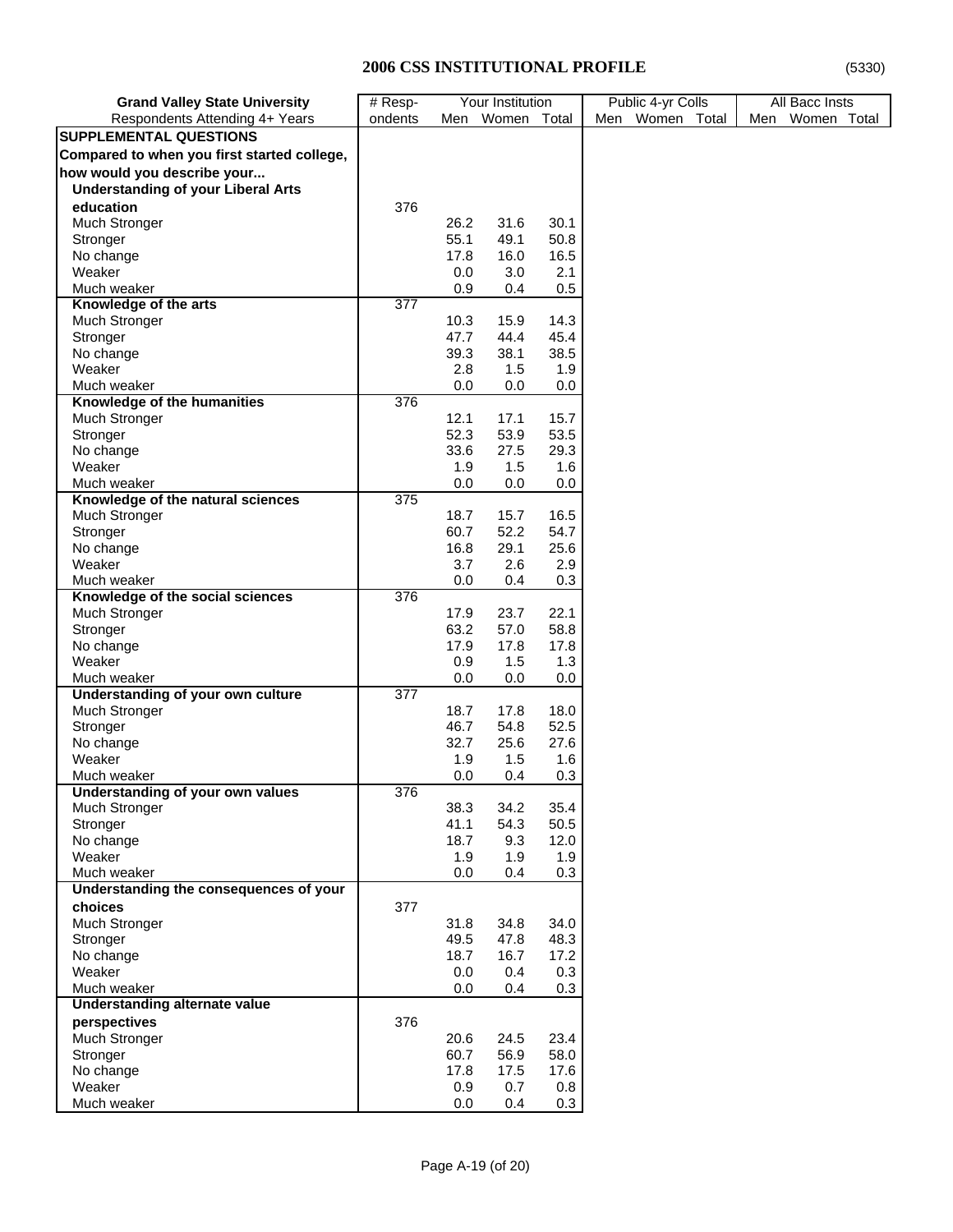## 2006 CSS INSTITUTIONAL PROFILE

(5330)

| Grand Valley State University | # Resp- | Your Institution | | | Public 4-yr Colls | | | All Bacc Insts | | |
|---|---|---|---|---|---|---|---|---|---|---|
| Respondents Attending 4+ Years | ondents | Men | Women | Total | Men | Women | Total | Men | Women | Total |
| **SUPPLEMENTAL QUESTIONS** | | | | | | | | | | |
| **Compared to when you first started college, how would you describe your...** | | | | | | | | | | |
| **Understanding of your Liberal Arts education** | 376 | | | | | | | | | |
| Much Stronger | | 26.2 | 31.6 | 30.1 | | | | | | |
| Stronger | | 55.1 | 49.1 | 50.8 | | | | | | |
| No change | | 17.8 | 16.0 | 16.5 | | | | | | |
| Weaker | | 0.0 | 3.0 | 2.1 | | | | | | |
| Much weaker | | 0.9 | 0.4 | 0.5 | | | | | | |
| **Knowledge of the arts** | 377 | | | | | | | | | |
| Much Stronger | | 10.3 | 15.9 | 14.3 | | | | | | |
| Stronger | | 47.7 | 44.4 | 45.4 | | | | | | |
| No change | | 39.3 | 38.1 | 38.5 | | | | | | |
| Weaker | | 2.8 | 1.5 | 1.9 | | | | | | |
| Much weaker | | 0.0 | 0.0 | 0.0 | | | | | | |
| **Knowledge of the humanities** | 376 | | | | | | | | | |
| Much Stronger | | 12.1 | 17.1 | 15.7 | | | | | | |
| Stronger | | 52.3 | 53.9 | 53.5 | | | | | | |
| No change | | 33.6 | 27.5 | 29.3 | | | | | | |
| Weaker | | 1.9 | 1.5 | 1.6 | | | | | | |
| Much weaker | | 0.0 | 0.0 | 0.0 | | | | | | |
| **Knowledge of the natural sciences** | 375 | | | | | | | | | |
| Much Stronger | | 18.7 | 15.7 | 16.5 | | | | | | |
| Stronger | | 60.7 | 52.2 | 54.7 | | | | | | |
| No change | | 16.8 | 29.1 | 25.6 | | | | | | |
| Weaker | | 3.7 | 2.6 | 2.9 | | | | | | |
| Much weaker | | 0.0 | 0.4 | 0.3 | | | | | | |
| **Knowledge of the social sciences** | 376 | | | | | | | | | |
| Much Stronger | | 17.9 | 23.7 | 22.1 | | | | | | |
| Stronger | | 63.2 | 57.0 | 58.8 | | | | | | |
| No change | | 17.9 | 17.8 | 17.8 | | | | | | |
| Weaker | | 0.9 | 1.5 | 1.3 | | | | | | |
| Much weaker | | 0.0 | 0.0 | 0.0 | | | | | | |
| **Understanding of your own culture** | 377 | | | | | | | | | |
| Much Stronger | | 18.7 | 17.8 | 18.0 | | | | | | |
| Stronger | | 46.7 | 54.8 | 52.5 | | | | | | |
| No change | | 32.7 | 25.6 | 27.6 | | | | | | |
| Weaker | | 1.9 | 1.5 | 1.6 | | | | | | |
| Much weaker | | 0.0 | 0.4 | 0.3 | | | | | | |
| **Understanding of your own values** | 376 | | | | | | | | | |
| Much Stronger | | 38.3 | 34.2 | 35.4 | | | | | | |
| Stronger | | 41.1 | 54.3 | 50.5 | | | | | | |
| No change | | 18.7 | 9.3 | 12.0 | | | | | | |
| Weaker | | 1.9 | 1.9 | 1.9 | | | | | | |
| Much weaker | | 0.0 | 0.4 | 0.3 | | | | | | |
| **Understanding the consequences of your choices** | 377 | | | | | | | | | |
| Much Stronger | | 31.8 | 34.8 | 34.0 | | | | | | |
| Stronger | | 49.5 | 47.8 | 48.3 | | | | | | |
| No change | | 18.7 | 16.7 | 17.2 | | | | | | |
| Weaker | | 0.0 | 0.4 | 0.3 | | | | | | |
| Much weaker | | 0.0 | 0.4 | 0.3 | | | | | | |
| **Understanding alternate value perspectives** | 376 | | | | | | | | | |
| Much Stronger | | 20.6 | 24.5 | 23.4 | | | | | | |
| Stronger | | 60.7 | 56.9 | 58.0 | | | | | | |
| No change | | 17.8 | 17.5 | 17.6 | | | | | | |
| Weaker | | 0.9 | 0.7 | 0.8 | | | | | | |
| Much weaker | | 0.0 | 0.4 | 0.3 | | | | | | |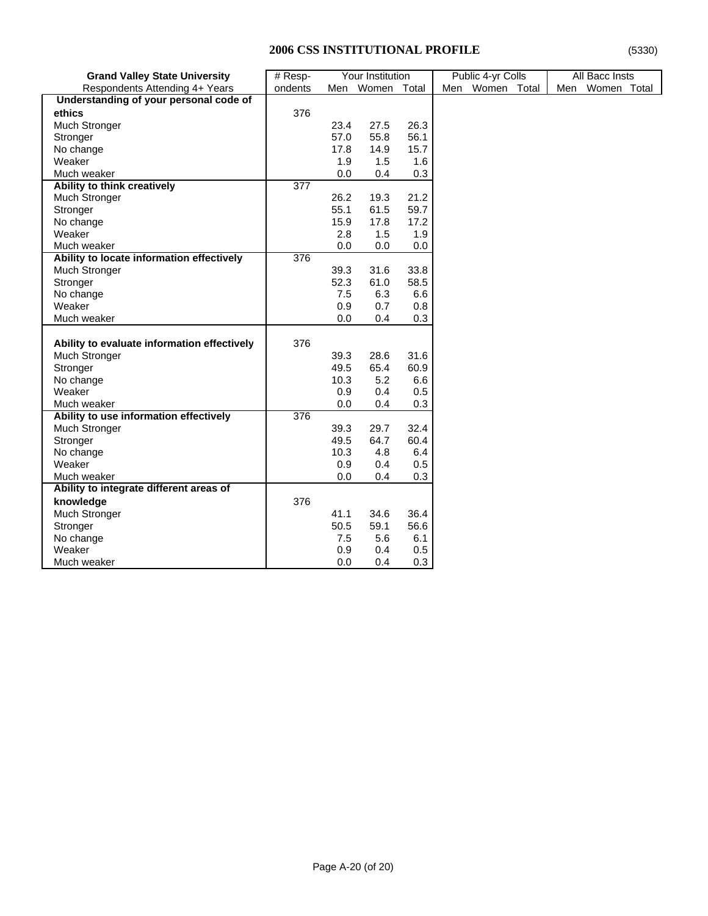# 2006 CSS INSTITUTIONAL PROFILE

(5330)

| Grand Valley State University | # Resp- | Your Institution | | | Public 4-yr Colls | | | All Bacc Insts | | |
|---|---|---|---|---|---|---|---|---|---|---|
| Respondents Attending 4+ Years | ondents | Men | Women | Total | Men | Women | Total | Men | Women | Total |
| **Understanding of your personal code of ethics** | 376 | | | | | | | | | |
| Much Stronger | | 23.4 | 27.5 | 26.3 | | | | | | |
| Stronger | | 57.0 | 55.8 | 56.1 | | | | | | |
| No change | | 17.8 | 14.9 | 15.7 | | | | | | |
| Weaker | | 1.9 | 1.5 | 1.6 | | | | | | |
| Much weaker | | 0.0 | 0.4 | 0.3 | | | | | | |
| **Ability to think creatively** | 377 | | | | | | | | | |
| Much Stronger | | 26.2 | 19.3 | 21.2 | | | | | | |
| Stronger | | 55.1 | 61.5 | 59.7 | | | | | | |
| No change | | 15.9 | 17.8 | 17.2 | | | | | | |
| Weaker | | 2.8 | 1.5 | 1.9 | | | | | | |
| Much weaker | | 0.0 | 0.0 | 0.0 | | | | | | |
| **Ability to locate information effectively** | 376 | | | | | | | | | |
| Much Stronger | | 39.3 | 31.6 | 33.8 | | | | | | |
| Stronger | | 52.3 | 61.0 | 58.5 | | | | | | |
| No change | | 7.5 | 6.3 | 6.6 | | | | | | |
| Weaker | | 0.9 | 0.7 | 0.8 | | | | | | |
| Much weaker | | 0.0 | 0.4 | 0.3 | | | | | | |
| **Ability to evaluate information effectively** | 376 | | | | | | | | | |
| Much Stronger | | 39.3 | 28.6 | 31.6 | | | | | | |
| Stronger | | 49.5 | 65.4 | 60.9 | | | | | | |
| No change | | 10.3 | 5.2 | 6.6 | | | | | | |
| Weaker | | 0.9 | 0.4 | 0.5 | | | | | | |
| Much weaker | | 0.0 | 0.4 | 0.3 | | | | | | |
| **Ability to use information effectively** | 376 | | | | | | | | | |
| Much Stronger | | 39.3 | 29.7 | 32.4 | | | | | | |
| Stronger | | 49.5 | 64.7 | 60.4 | | | | | | |
| No change | | 10.3 | 4.8 | 6.4 | | | | | | |
| Weaker | | 0.9 | 0.4 | 0.5 | | | | | | |
| Much weaker | | 0.0 | 0.4 | 0.3 | | | | | | |
| **Ability to integrate different areas of knowledge** | 376 | | | | | | | | | |
| Much Stronger | | 41.1 | 34.6 | 36.4 | | | | | | |
| Stronger | | 50.5 | 59.1 | 56.6 | | | | | | |
| No change | | 7.5 | 5.6 | 6.1 | | | | | | |
| Weaker | | 0.9 | 0.4 | 0.5 | | | | | | |
| Much weaker | | 0.0 | 0.4 | 0.3 | | | | | | |